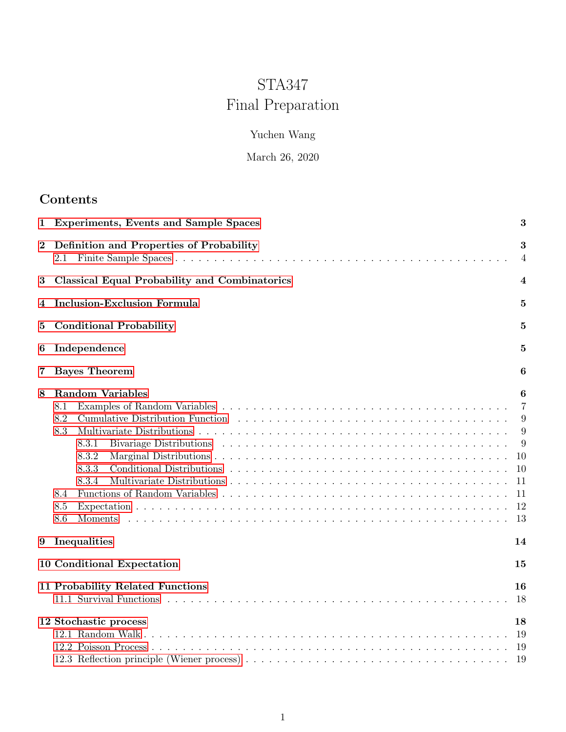# STA347
# Final Preparation

Yuchen Wang

March 26, 2020

## Contents

- **1 Experiments, Events and Sample Spaces** — 3
- **2 Definition and Properties of Probability** — 3
  - 2.1 Finite Sample Spaces — 4
- **3 Classical Equal Probability and Combinatorics** — 4
- **4 Inclusion-Exclusion Formula** — 5
- **5 Conditional Probability** — 5
- **6 Independence** — 5
- **7 Bayes Theorem** — 6
- **8 Random Variables** — 6
  - 8.1 Examples of Random Variables — 7
  - 8.2 Cumulative Distribution Function — 9
  - 8.3 Multivariate Distributions — 9
    - 8.3.1 Bivariage Distributions — 9
    - 8.3.2 Marginal Distributions — 10
    - 8.3.3 Conditional Distributions — 10
    - 8.3.4 Multivariate Distributions — 11
  - 8.4 Functions of Random Variables — 11
  - 8.5 Expectation — 12
  - 8.6 Moments — 13
- **9 Inequalities** — 14
- **10 Conditional Expectation** — 15
- **11 Probability Related Functions** — 16
  - 11.1 Survival Functions — 18
- **12 Stochastic process** — 18
  - 12.1 Random Walk — 19
  - 12.2 Poisson Process — 19
  - 12.3 Reflection principle (Wiener process) — 19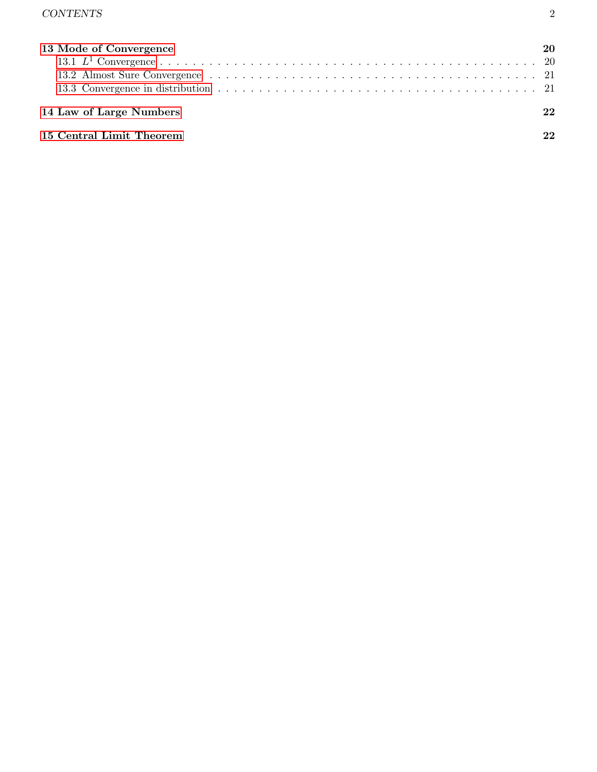**13 Mode of Convergence** **20**

- 13.1 $L^1$ Convergence . . . 20
- 13.2 Almost Sure Convergence . . . 21
- 13.3 Convergence in distribution . . . 21

**14 Law of Large Numbers** **22**

**15 Central Limit Theorem** **22**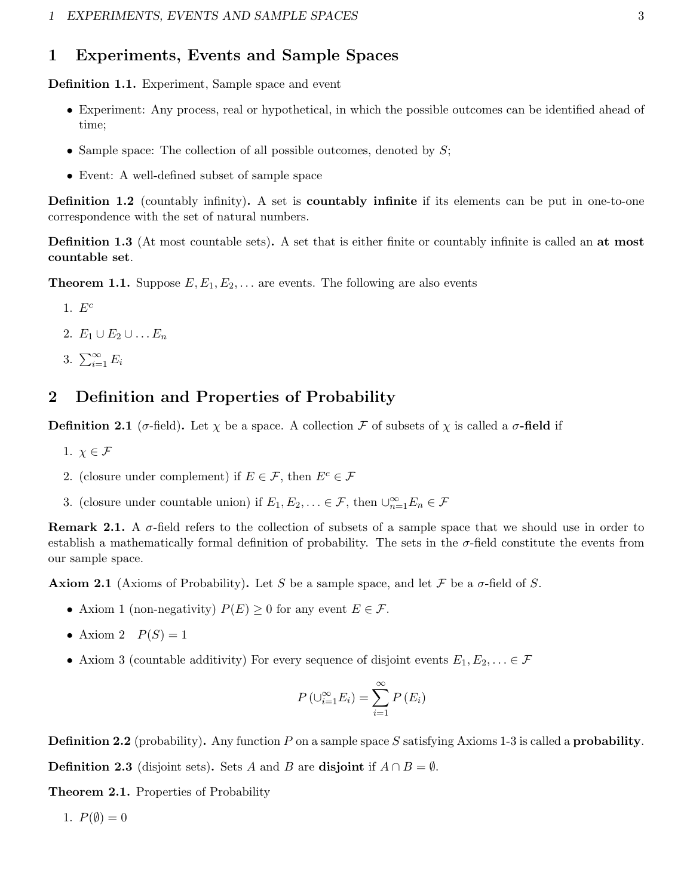# 1 Experiments, Events and Sample Spaces

**Definition 1.1.** Experiment, Sample space and event

- Experiment: Any process, real or hypothetical, in which the possible outcomes can be identified ahead of time;
- Sample space: The collection of all possible outcomes, denoted by $S$;
- Event: A well-defined subset of sample space

**Definition 1.2** (countably infinity)**.** A set is **countably infinite** if its elements can be put in one-to-one correspondence with the set of natural numbers.

**Definition 1.3** (At most countable sets)**.** A set that is either finite or countably infinite is called an **at most countable set**.

**Theorem 1.1.** Suppose $E, E_1, E_2, \ldots$ are events. The following are also events

1. $E^c$
2. $E_1 \cup E_2 \cup \ldots E_n$
3. $\sum_{i=1}^{\infty} E_i$

# 2 Definition and Properties of Probability

**Definition 2.1** ($\sigma$-field)**.** Let $\chi$ be a space. A collection $\mathcal{F}$ of subsets of $\chi$ is called a **$\sigma$-field** if

1. $\chi \in \mathcal{F}$
2. (closure under complement) if $E \in \mathcal{F}$, then $E^c \in \mathcal{F}$
3. (closure under countable union) if $E_1, E_2, \ldots \in \mathcal{F}$, then $\cup_{n=1}^{\infty} E_n \in \mathcal{F}$

**Remark 2.1.** A $\sigma$-field refers to the collection of subsets of a sample space that we should use in order to establish a mathematically formal definition of probability. The sets in the $\sigma$-field constitute the events from our sample space.

**Axiom 2.1** (Axioms of Probability)**.** Let $S$ be a sample space, and let $\mathcal{F}$ be a $\sigma$-field of $S$.

- Axiom 1 (non-negativity) $P(E) \geq 0$ for any event $E \in \mathcal{F}$.
- Axiom 2 $P(S) = 1$
- Axiom 3 (countable additivity) For every sequence of disjoint events $E_1, E_2, \ldots \in \mathcal{F}$

$$P\left(\cup_{i=1}^{\infty} E_i\right) = \sum_{i=1}^{\infty} P\left(E_i\right)$$

**Definition 2.2** (probability)**.** Any function $P$ on a sample space $S$ satisfying Axioms 1-3 is called a **probability**.

**Definition 2.3** (disjoint sets)**.** Sets $A$ and $B$ are **disjoint** if $A \cap B = \emptyset$.

**Theorem 2.1.** Properties of Probability

1. $P(\emptyset) = 0$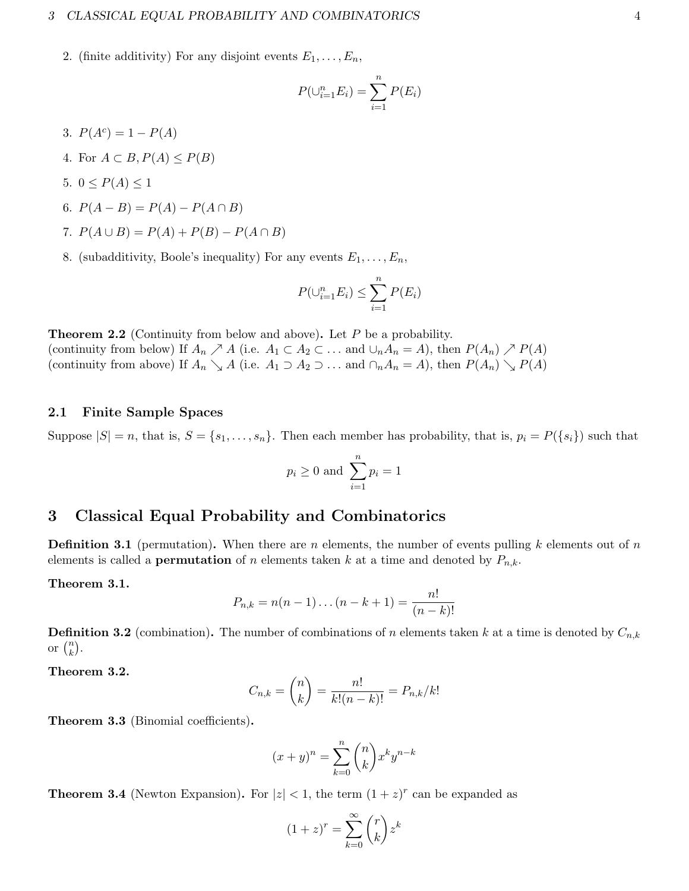2. (finite additivity) For any disjoint events $E_1, \ldots, E_n$,

$$P(\cup_{i=1}^n E_i) = \sum_{i=1}^n P(E_i)$$

3. $P(A^c) = 1 - P(A)$

4. For $A \subset B, P(A) \leq P(B)$

5. $0 \leq P(A) \leq 1$

6. $P(A - B) = P(A) - P(A \cap B)$

7. $P(A \cup B) = P(A) + P(B) - P(A \cap B)$

8. (subadditivity, Boole's inequality) For any events $E_1, \ldots, E_n$,

$$P(\cup_{i=1}^n E_i) \leq \sum_{i=1}^n P(E_i)$$

**Theorem 2.2** (Continuity from below and above)**.** Let $P$ be a probability.
(continuity from below) If $A_n \nearrow A$ (i.e. $A_1 \subset A_2 \subset \ldots$ and $\cup_n A_n = A$), then $P(A_n) \nearrow P(A)$
(continuity from above) If $A_n \searrow A$ (i.e. $A_1 \supset A_2 \supset \ldots$ and $\cap_n A_n = A$), then $P(A_n) \searrow P(A)$

### 2.1 Finite Sample Spaces

Suppose $|S| = n$, that is, $S = \{s_1, \ldots, s_n\}$. Then each member has probability, that is, $p_i = P(\{s_i\})$ such that

$$p_i \geq 0 \text{ and } \sum_{i=1}^n p_i = 1$$

## 3 Classical Equal Probability and Combinatorics

**Definition 3.1** (permutation)**.** When there are $n$ elements, the number of events pulling $k$ elements out of $n$ elements is called a **permutation** of $n$ elements taken $k$ at a time and denoted by $P_{n,k}$.

**Theorem 3.1.**

$$P_{n,k} = n(n-1)\ldots(n-k+1) = \frac{n!}{(n-k)!}$$

**Definition 3.2** (combination)**.** The number of combinations of $n$ elements taken $k$ at a time is denoted by $C_{n,k}$ or $\binom{n}{k}$.

**Theorem 3.2.**

$$C_{n,k} = \binom{n}{k} = \frac{n!}{k!(n-k)!} = P_{n,k}/k!$$

**Theorem 3.3** (Binomial coefficients)**.**

$$(x+y)^n = \sum_{k=0}^n \binom{n}{k} x^k y^{n-k}$$

**Theorem 3.4** (Newton Expansion)**.** For $|z| < 1$, the term $(1+z)^r$ can be expanded as

$$(1+z)^r = \sum_{k=0}^\infty \binom{r}{k} z^k$$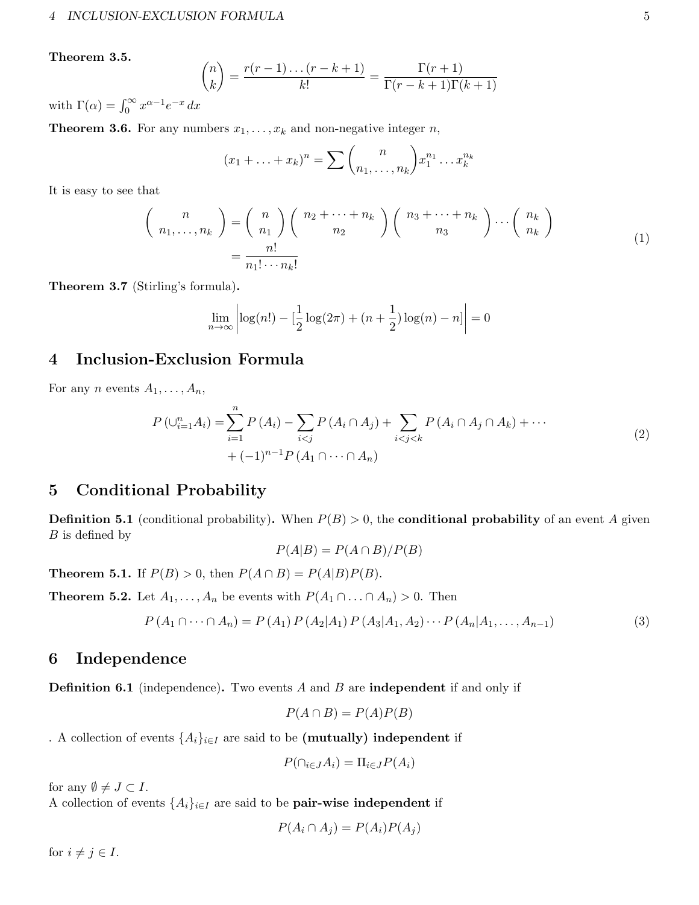**Theorem 3.5.**

$$\binom{n}{k} = \frac{r(r-1)\dots(r-k+1)}{k!} = \frac{\Gamma(r+1)}{\Gamma(r-k+1)\Gamma(k+1)}$$

with $\Gamma(\alpha) = \int_0^\infty x^{\alpha-1}e^{-x}\,dx$

**Theorem 3.6.** For any numbers $x_1, \dots, x_k$ and non-negative integer $n$,

$$(x_1 + \dots + x_k)^n = \sum \binom{n}{n_1, \dots, n_k} x_1^{n_1} \dots x_k^{n_k}$$

It is easy to see that

$$\begin{aligned}
\binom{n}{n_1, \dots, n_k} &= \binom{n}{n_1}\binom{n_2 + \dots + n_k}{n_2}\binom{n_3 + \dots + n_k}{n_3}\cdots\binom{n_k}{n_k} \\
&= \frac{n!}{n_1! \cdots n_k!}
\end{aligned} \tag{1}$$

**Theorem 3.7** (Stirling's formula)**.**

$$\lim_{n\to\infty} \left| \log(n!) - [\frac{1}{2}\log(2\pi) + (n + \frac{1}{2})\log(n) - n] \right| = 0$$

# 4 Inclusion-Exclusion Formula

For any $n$ events $A_1, \dots, A_n$,

$$\begin{aligned}
P\left(\cup_{i=1}^n A_i\right) = &\sum_{i=1}^n P\left(A_i\right) - \sum_{i<j} P\left(A_i \cap A_j\right) + \sum_{i<j<k} P\left(A_i \cap A_j \cap A_k\right) + \cdots \\
&+ (-1)^{n-1} P\left(A_1 \cap \cdots \cap A_n\right)
\end{aligned} \tag{2}$$

# 5 Conditional Probability

**Definition 5.1** (conditional probability)**.** When $P(B) > 0$, the **conditional probability** of an event $A$ given $B$ is defined by

$$P(A|B) = P(A \cap B)/P(B)$$

**Theorem 5.1.** If $P(B) > 0$, then $P(A \cap B) = P(A|B)P(B)$.

**Theorem 5.2.** Let $A_1, \dots, A_n$ be events with $P(A_1 \cap \dots \cap A_n) > 0$. Then

$$P\left(A_1 \cap \cdots \cap A_n\right) = P\left(A_1\right) P\left(A_2|A_1\right) P\left(A_3|A_1, A_2\right) \cdots P\left(A_n|A_1, \dots, A_{n-1}\right) \tag{3}$$

# 6 Independence

**Definition 6.1** (independence)**.** Two events $A$ and $B$ are **independent** if and only if

$$P(A \cap B) = P(A)P(B)$$

. A collection of events $\{A_i\}_{i\in I}$ are said to be **(mutually) independent** if

$$P(\cap_{i\in J} A_i) = \Pi_{i\in J} P(A_i)$$

for any $\emptyset \neq J \subset I$.

A collection of events $\{A_i\}_{i\in I}$ are said to be **pair-wise independent** if

$$P(A_i \cap A_j) = P(A_i)P(A_j)$$

for $i \neq j \in I$.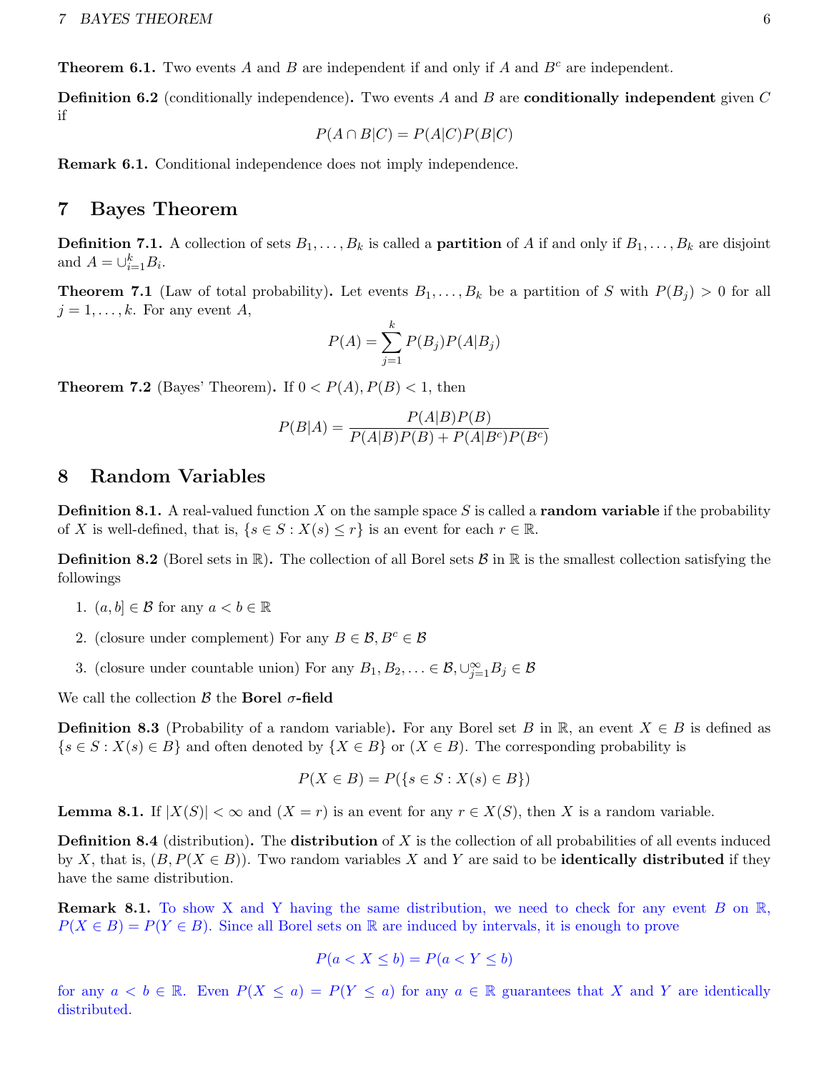**Theorem 6.1.** Two events $A$ and $B$ are independent if and only if $A$ and $B^c$ are independent.

**Definition 6.2** (conditionally independence)**.** Two events $A$ and $B$ are **conditionally independent** given $C$ if

$$P(A \cap B|C) = P(A|C)P(B|C)$$

**Remark 6.1.** Conditional independence does not imply independence.

## 7 Bayes Theorem

**Definition 7.1.** A collection of sets $B_1, \ldots, B_k$ is called a **partition** of $A$ if and only if $B_1, \ldots, B_k$ are disjoint and $A = \cup_{i=1}^k B_i$.

**Theorem 7.1** (Law of total probability)**.** Let events $B_1, \ldots, B_k$ be a partition of $S$ with $P(B_j) > 0$ for all $j = 1, \ldots, k$. For any event $A$,

$$P(A) = \sum_{j=1}^{k} P(B_j)P(A|B_j)$$

**Theorem 7.2** (Bayes' Theorem)**.** If $0 < P(A), P(B) < 1$, then

$$P(B|A) = \frac{P(A|B)P(B)}{P(A|B)P(B) + P(A|B^c)P(B^c)}$$

## 8 Random Variables

**Definition 8.1.** A real-valued function $X$ on the sample space $S$ is called a **random variable** if the probability of $X$ is well-defined, that is, $\{s \in S : X(s) \leq r\}$ is an event for each $r \in \mathbb{R}$.

**Definition 8.2** (Borel sets in $\mathbb{R}$)**.** The collection of all Borel sets $\mathcal{B}$ in $\mathbb{R}$ is the smallest collection satisfying the followings

1. $(a, b] \in \mathcal{B}$ for any $a < b \in \mathbb{R}$
2. (closure under complement) For any $B \in \mathcal{B}, B^c \in \mathcal{B}$
3. (closure under countable union) For any $B_1, B_2, \ldots \in \mathcal{B}, \cup_{j=1}^{\infty} B_j \in \mathcal{B}$

We call the collection $\mathcal{B}$ the **Borel $\sigma$-field**

**Definition 8.3** (Probability of a random variable)**.** For any Borel set $B$ in $\mathbb{R}$, an event $X \in B$ is defined as $\{s \in S : X(s) \in B\}$ and often denoted by $\{X \in B\}$ or $(X \in B)$. The corresponding probability is

$$P(X \in B) = P(\{s \in S : X(s) \in B\})$$

**Lemma 8.1.** If $|X(S)| < \infty$ and $(X = r)$ is an event for any $r \in X(S)$, then $X$ is a random variable.

**Definition 8.4** (distribution)**.** The **distribution** of $X$ is the collection of all probabilities of all events induced by $X$, that is, $(B, P(X \in B))$. Two random variables $X$ and $Y$ are said to be **identically distributed** if they have the same distribution.

**Remark 8.1.** To show X and Y having the same distribution, we need to check for any event $B$ on $\mathbb{R}$, $P(X \in B) = P(Y \in B)$. Since all Borel sets on $\mathbb{R}$ are induced by intervals, it is enough to prove

$$P(a < X \leq b) = P(a < Y \leq b)$$

for any $a < b \in \mathbb{R}$. Even $P(X \leq a) = P(Y \leq a)$ for any $a \in \mathbb{R}$ guarantees that $X$ and $Y$ are identically distributed.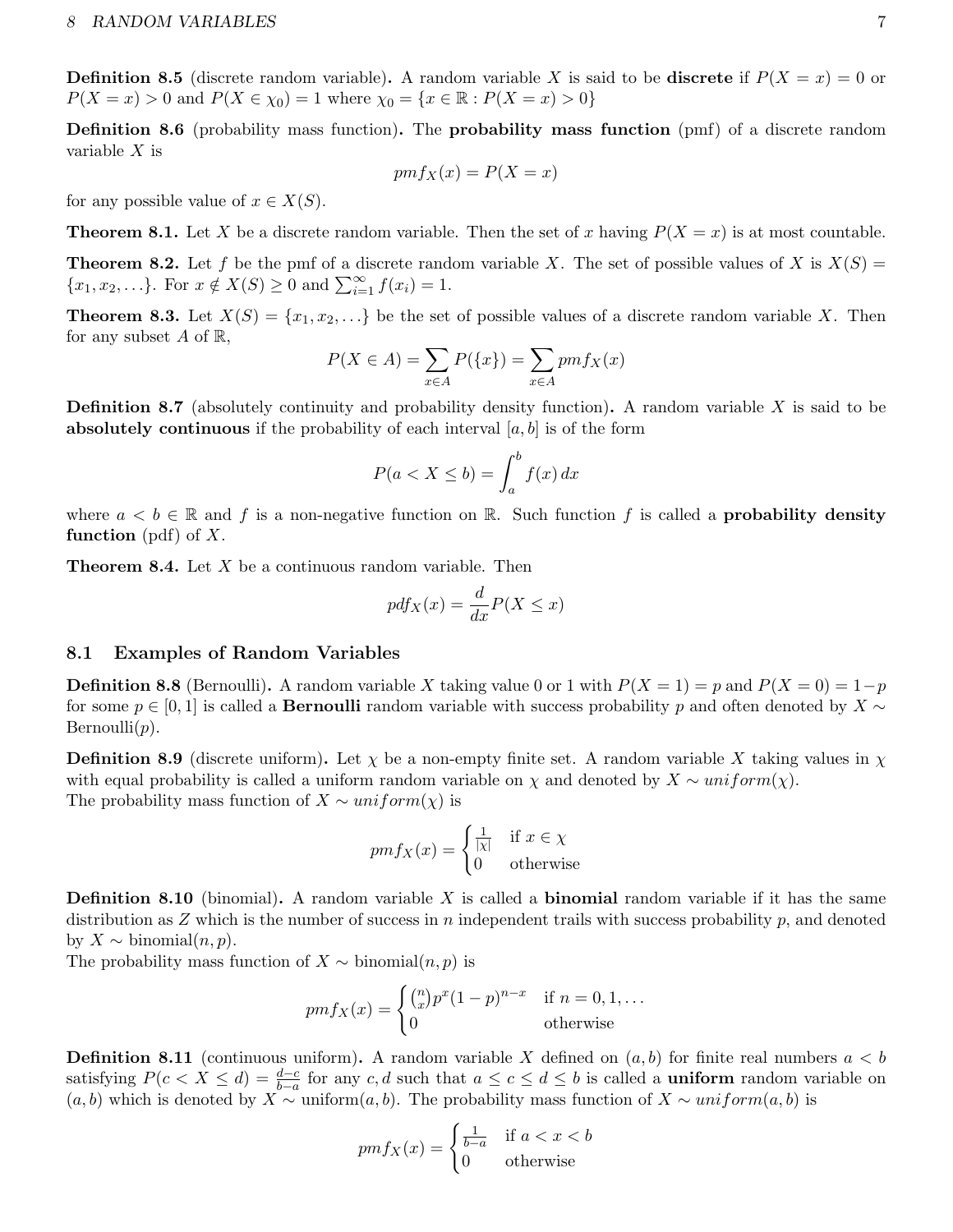**Definition 8.5** (discrete random variable)**.** A random variable $X$ is said to be **discrete** if $P(X = x) = 0$ or $P(X = x) > 0$ and $P(X \in \chi_0) = 1$ where $\chi_0 = \{x \in \mathbb{R} : P(X = x) > 0\}$

**Definition 8.6** (probability mass function)**.** The **probability mass function** (pmf) of a discrete random variable $X$ is

$$pmf_X(x) = P(X = x)$$

for any possible value of $x \in X(S)$.

**Theorem 8.1.** Let $X$ be a discrete random variable. Then the set of $x$ having $P(X = x)$ is at most countable.

**Theorem 8.2.** Let $f$ be the pmf of a discrete random variable $X$. The set of possible values of $X$ is $X(S) = \{x_1, x_2, \ldots\}$. For $x \notin X(S) \geq 0$ and $\sum_{i=1}^{\infty} f(x_i) = 1$.

**Theorem 8.3.** Let $X(S) = \{x_1, x_2, \ldots\}$ be the set of possible values of a discrete random variable $X$. Then for any subset $A$ of $\mathbb{R}$,

$$P(X \in A) = \sum_{x \in A} P(\{x\}) = \sum_{x \in A} pmf_X(x)$$

**Definition 8.7** (absolutely continuity and probability density function)**.** A random variable $X$ is said to be **absolutely continuous** if the probability of each interval $[a, b]$ is of the form

$$P(a < X \leq b) = \int_a^b f(x)\, dx$$

where $a < b \in \mathbb{R}$ and $f$ is a non-negative function on $\mathbb{R}$. Such function $f$ is called a **probability density function** (pdf) of $X$.

**Theorem 8.4.** Let $X$ be a continuous random variable. Then

$$pdf_X(x) = \frac{d}{dx} P(X \leq x)$$

## 8.1 Examples of Random Variables

**Definition 8.8** (Bernoulli)**.** A random variable $X$ taking value 0 or 1 with $P(X = 1) = p$ and $P(X = 0) = 1-p$ for some $p \in [0, 1]$ is called a **Bernoulli** random variable with success probability $p$ and often denoted by $X \sim \text{Bernoulli}(p)$.

**Definition 8.9** (discrete uniform)**.** Let $\chi$ be a non-empty finite set. A random variable $X$ taking values in $\chi$ with equal probability is called a uniform random variable on $\chi$ and denoted by $X \sim uniform(\chi)$.
The probability mass function of $X \sim uniform(\chi)$ is

$$pmf_X(x) = \begin{cases} \frac{1}{|\chi|} & \text{if } x \in \chi \\ 0 & \text{otherwise} \end{cases}$$

**Definition 8.10** (binomial)**.** A random variable $X$ is called a **binomial** random variable if it has the same distribution as $Z$ which is the number of success in $n$ independent trails with success probability $p$, and denoted by $X \sim \text{binomial}(n, p)$.
The probability mass function of $X \sim \text{binomial}(n, p)$ is

$$pmf_X(x) = \begin{cases} \binom{n}{x} p^x (1-p)^{n-x} & \text{if } n = 0, 1, \ldots \\ 0 & \text{otherwise} \end{cases}$$

**Definition 8.11** (continuous uniform)**.** A random variable $X$ defined on $(a, b)$ for finite real numbers $a < b$ satisfying $P(c < X \leq d) = \frac{d-c}{b-a}$ for any $c, d$ such that $a \leq c \leq d \leq b$ is called a **uniform** random variable on $(a, b)$ which is denoted by $X \sim \text{uniform}(a, b)$. The probability mass function of $X \sim uniform(a, b)$ is

$$pmf_X(x) = \begin{cases} \frac{1}{b-a} & \text{if } a < x < b \\ 0 & \text{otherwise} \end{cases}$$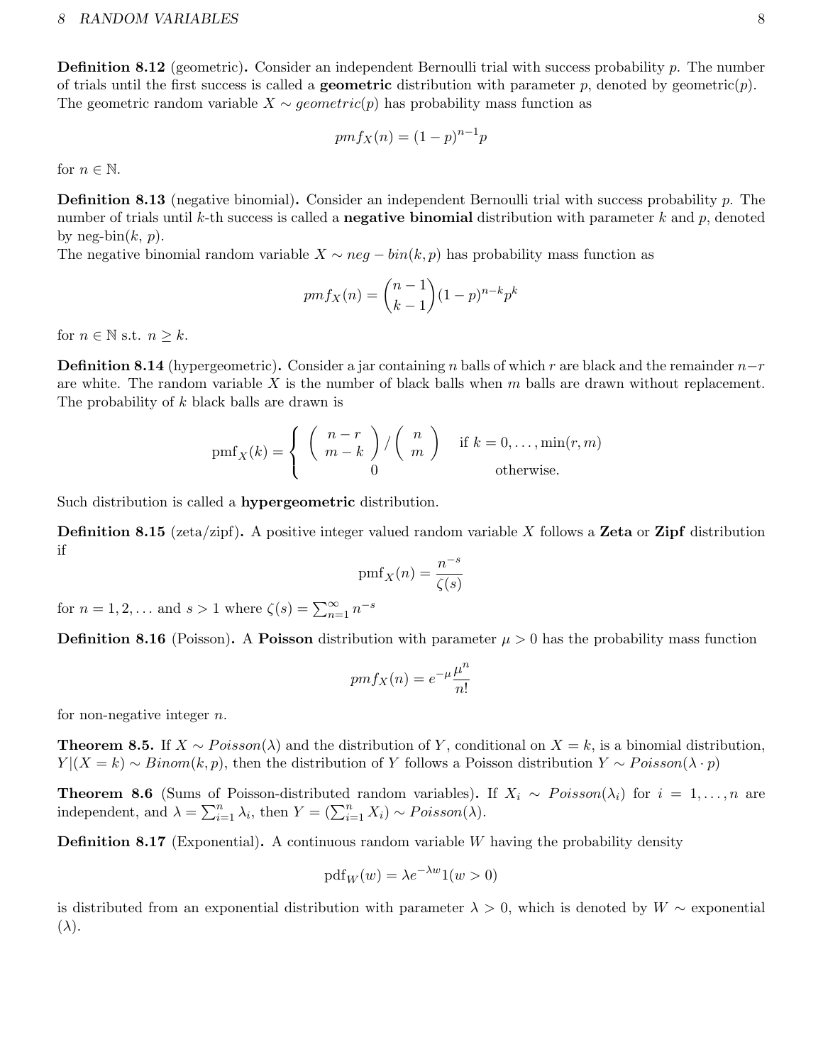**Definition 8.12** (geometric)**.** Consider an independent Bernoulli trial with success probability $p$. The number of trials until the first success is called a **geometric** distribution with parameter $p$, denoted by geometric($p$). The geometric random variable $X \sim geometric(p)$ has probability mass function as

$$pmf_X(n) = (1-p)^{n-1}p$$

for $n \in \mathbb{N}$.

**Definition 8.13** (negative binomial)**.** Consider an independent Bernoulli trial with success probability $p$. The number of trials until $k$-th success is called a **negative binomial** distribution with parameter $k$ and $p$, denoted by neg-bin($k$, $p$).
The negative binomial random variable $X \sim neg-bin(k, p)$ has probability mass function as

$$pmf_X(n) = \binom{n-1}{k-1}(1-p)^{n-k}p^k$$

for $n \in \mathbb{N}$ s.t. $n \geq k$.

**Definition 8.14** (hypergeometric)**.** Consider a jar containing $n$ balls of which $r$ are black and the remainder $n-r$ are white. The random variable $X$ is the number of black balls when $m$ balls are drawn without replacement. The probability of $k$ black balls are drawn is

$$\text{pmf}_X(k) = \begin{cases} \left( \begin{array}{c} n-r \\ m-k \end{array} \right) / \left( \begin{array}{c} n \\ m \end{array} \right) & \text{if } k = 0, \ldots, \min(r, m) \\ 0 & \text{otherwise.} \end{cases}$$

Such distribution is called a **hypergeometric** distribution.

**Definition 8.15** (zeta/zipf)**.** A positive integer valued random variable $X$ follows a **Zeta** or **Zipf** distribution if

$$\text{pmf}_X(n) = \frac{n^{-s}}{\zeta(s)}$$

for $n = 1, 2, \ldots$ and $s > 1$ where $\zeta(s) = \sum_{n=1}^{\infty} n^{-s}$

**Definition 8.16** (Poisson)**.** A **Poisson** distribution with parameter $\mu > 0$ has the probability mass function

$$pmf_X(n) = e^{-\mu}\frac{\mu^n}{n!}$$

for non-negative integer $n$.

**Theorem 8.5.** If $X \sim Poisson(\lambda)$ and the distribution of $Y$, conditional on $X = k$, is a binomial distribution, $Y|(X = k) \sim Binom(k, p)$, then the distribution of $Y$ follows a Poisson distribution $Y \sim Poisson(\lambda \cdot p)$

**Theorem 8.6** (Sums of Poisson-distributed random variables)**.** If $X_i \sim Poisson(\lambda_i)$ for $i = 1, \ldots, n$ are independent, and $\lambda = \sum_{i=1}^{n} \lambda_i$, then $Y = (\sum_{i=1}^{n} X_i) \sim Poisson(\lambda)$.

**Definition 8.17** (Exponential)**.** A continuous random variable $W$ having the probability density

$$\text{pdf}_W(w) = \lambda e^{-\lambda w} 1(w > 0)$$

is distributed from an exponential distribution with parameter $\lambda > 0$, which is denoted by $W \sim$ exponential ($\lambda$).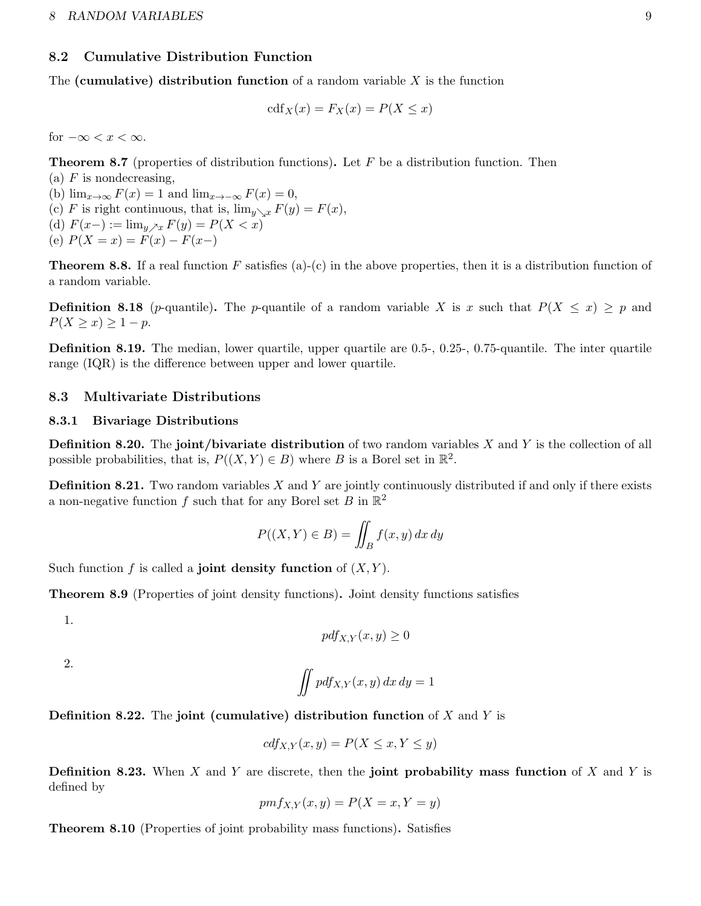## 8.2 Cumulative Distribution Function

The **(cumulative) distribution function** of a random variable $X$ is the function

$$\text{cdf}_X(x) = F_X(x) = P(X \leq x)$$

for $-\infty < x < \infty$.

**Theorem 8.7** (properties of distribution functions)**.** Let $F$ be a distribution function. Then
(a) $F$ is nondecreasing,
(b) $\lim_{x\to\infty} F(x) = 1$ and $\lim_{x\to-\infty} F(x) = 0$,
(c) $F$ is right continuous, that is, $\lim_{y\searrow x} F(y) = F(x)$,
(d) $F(x-) := \lim_{y\nearrow x} F(y) = P(X < x)$
(e) $P(X = x) = F(x) - F(x-)$

**Theorem 8.8.** If a real function $F$ satisfies (a)-(c) in the above properties, then it is a distribution function of a random variable.

**Definition 8.18** ($p$-quantile)**.** The $p$-quantile of a random variable $X$ is $x$ such that $P(X \leq x) \geq p$ and $P(X \geq x) \geq 1 - p$.

**Definition 8.19.** The median, lower quartile, upper quartile are 0.5-, 0.25-, 0.75-quantile. The inter quartile range (IQR) is the difference between upper and lower quartile.

## 8.3 Multivariate Distributions

### 8.3.1 Bivariage Distributions

**Definition 8.20.** The **joint/bivariate distribution** of two random variables $X$ and $Y$ is the collection of all possible probabilities, that is, $P((X, Y) \in B)$ where $B$ is a Borel set in $\mathbb{R}^2$.

**Definition 8.21.** Two random variables $X$ and $Y$ are jointly continuously distributed if and only if there exists a non-negative function $f$ such that for any Borel set $B$ in $\mathbb{R}^2$

$$P((X, Y) \in B) = \iint_B f(x, y)\, dx\, dy$$

Such function $f$ is called a **joint density function** of $(X, Y)$.

**Theorem 8.9** (Properties of joint density functions)**.** Joint density functions satisfies

1. $$pdf_{X,Y}(x, y) \geq 0$$

2. $$\iint pdf_{X,Y}(x, y)\, dx\, dy = 1$$

**Definition 8.22.** The **joint (cumulative) distribution function** of $X$ and $Y$ is

$$cdf_{X,Y}(x, y) = P(X \leq x, Y \leq y)$$

**Definition 8.23.** When $X$ and $Y$ are discrete, then the **joint probability mass function** of $X$ and $Y$ is defined by

$$pmf_{X,Y}(x, y) = P(X = x, Y = y)$$

**Theorem 8.10** (Properties of joint probability mass functions)**.** Satisfies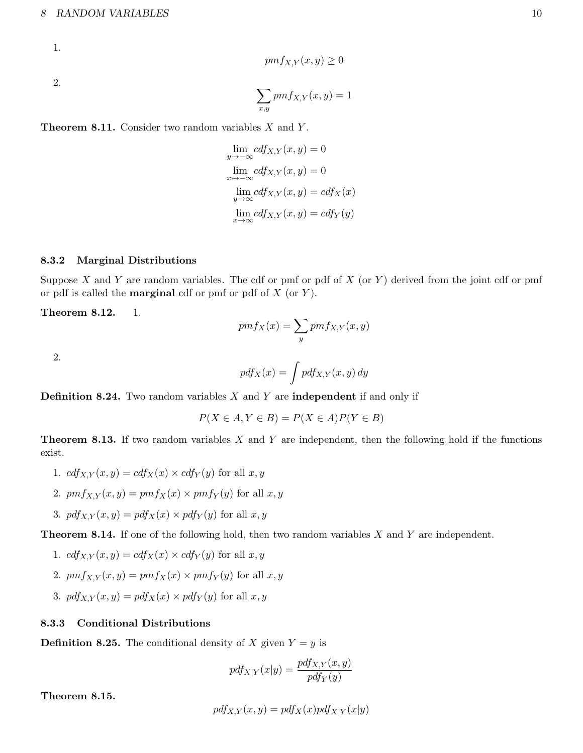1.

$$pmf_{X,Y}(x, y) \geq 0$$

2.

$$\sum_{x,y} pmf_{X,Y}(x, y) = 1$$

**Theorem 8.11.** Consider two random variables $X$ and $Y$.

$$\lim_{y \to -\infty} cdf_{X,Y}(x, y) = 0$$
$$\lim_{x \to -\infty} cdf_{X,Y}(x, y) = 0$$
$$\lim_{y \to \infty} cdf_{X,Y}(x, y) = cdf_X(x)$$
$$\lim_{x \to \infty} cdf_{X,Y}(x, y) = cdf_Y(y)$$

### 8.3.2 Marginal Distributions

Suppose $X$ and $Y$ are random variables. The cdf or pmf or pdf of $X$ (or $Y$) derived from the joint cdf or pmf or pdf is called the **marginal** cdf or pmf or pdf of $X$ (or $Y$).

**Theorem 8.12.** 1.

$$pmf_X(x) = \sum_y pmf_{X,Y}(x, y)$$

2.

$$pdf_X(x) = \int pdf_{X,Y}(x, y)\, dy$$

**Definition 8.24.** Two random variables $X$ and $Y$ are **independent** if and only if

$$P(X \in A, Y \in B) = P(X \in A)P(Y \in B)$$

**Theorem 8.13.** If two random variables $X$ and $Y$ are independent, then the following hold if the functions exist.

1. $cdf_{X,Y}(x, y) = cdf_X(x) \times cdf_Y(y)$ for all $x, y$
2. $pmf_{X,Y}(x, y) = pmf_X(x) \times pmf_Y(y)$ for all $x, y$
3. $pdf_{X,Y}(x, y) = pdf_X(x) \times pdf_Y(y)$ for all $x, y$

**Theorem 8.14.** If one of the following hold, then two random variables $X$ and $Y$ are independent.

1. $cdf_{X,Y}(x, y) = cdf_X(x) \times cdf_Y(y)$ for all $x, y$
2. $pmf_{X,Y}(x, y) = pmf_X(x) \times pmf_Y(y)$ for all $x, y$
3. $pdf_{X,Y}(x, y) = pdf_X(x) \times pdf_Y(y)$ for all $x, y$

### 8.3.3 Conditional Distributions

**Definition 8.25.** The conditional density of $X$ given $Y = y$ is

$$pdf_{X|Y}(x|y) = \frac{pdf_{X,Y}(x, y)}{pdf_Y(y)}$$

**Theorem 8.15.**

$$pdf_{X,Y}(x, y) = pdf_X(x) pdf_{X|Y}(x|y)$$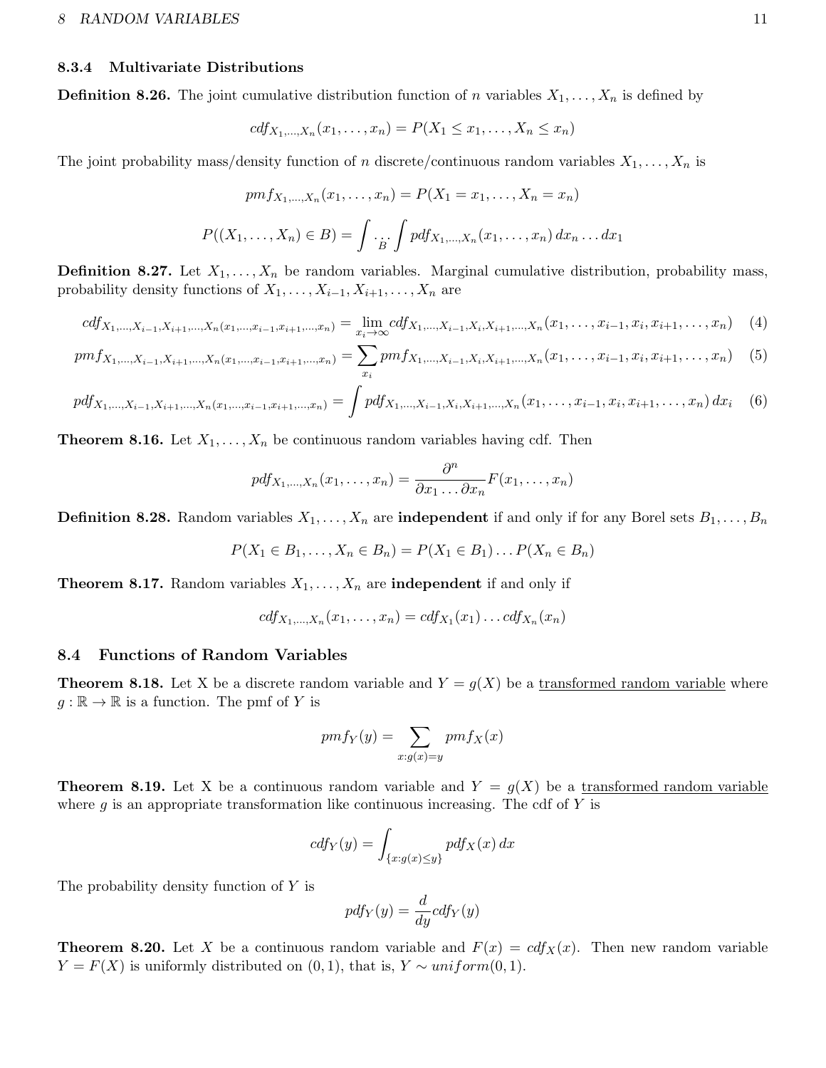### 8.3.4 Multivariate Distributions

**Definition 8.26.** The joint cumulative distribution function of $n$ variables $X_1, \dots, X_n$ is defined by

$$cdf_{X_1,\dots,X_n}(x_1, \dots, x_n) = P(X_1 \le x_1, \dots, X_n \le x_n)$$

The joint probability mass/density function of $n$ discrete/continuous random variables $X_1, \dots, X_n$ is

$$pmf_{X_1,\dots,X_n}(x_1, \dots, x_n) = P(X_1 = x_1, \dots, X_n = x_n)$$

$$P((X_1, \dots, X_n) \in B) = \int \underset{B}{\dots} \int pdf_{X_1,\dots,X_n}(x_1, \dots, x_n)\, dx_n \dots dx_1$$

**Definition 8.27.** Let $X_1, \dots, X_n$ be random variables. Marginal cumulative distribution, probability mass, probability density functions of $X_1, \dots, X_{i-1}, X_{i+1}, \dots, X_n$ are

$$cdf_{X_1,\dots,X_{i-1},X_{i+1},\dots,X_n(x_1,\dots,x_{i-1},x_{i+1},\dots,x_n)} = \lim_{x_i \to \infty} cdf_{X_1,\dots,X_{i-1},X_i,X_{i+1},\dots,X_n}(x_1, \dots, x_{i-1}, x_i, x_{i+1}, \dots, x_n) \quad (4)$$

$$pmf_{X_1,\dots,X_{i-1},X_{i+1},\dots,X_n(x_1,\dots,x_{i-1},x_{i+1},\dots,x_n)} = \sum_{x_i} pmf_{X_1,\dots,X_{i-1},X_i,X_{i+1},\dots,X_n}(x_1, \dots, x_{i-1}, x_i, x_{i+1}, \dots, x_n) \quad (5)$$

$$pdf_{X_1,\dots,X_{i-1},X_{i+1},\dots,X_n(x_1,\dots,x_{i-1},x_{i+1},\dots,x_n)} = \int pdf_{X_1,\dots,X_{i-1},X_i,X_{i+1},\dots,X_n}(x_1, \dots, x_{i-1}, x_i, x_{i+1}, \dots, x_n)\, dx_i \quad (6)$$

**Theorem 8.16.** Let $X_1, \dots, X_n$ be continuous random variables having cdf. Then

$$pdf_{X_1,\dots,X_n}(x_1, \dots, x_n) = \frac{\partial^n}{\partial x_1 \dots \partial x_n} F(x_1, \dots, x_n)$$

**Definition 8.28.** Random variables $X_1, \dots, X_n$ are **independent** if and only if for any Borel sets $B_1, \dots, B_n$

$$P(X_1 \in B_1, \dots, X_n \in B_n) = P(X_1 \in B_1) \dots P(X_n \in B_n)$$

**Theorem 8.17.** Random variables $X_1, \dots, X_n$ are **independent** if and only if

$$cdf_{X_1,\dots,X_n}(x_1, \dots, x_n) = cdf_{X_1}(x_1) \dots cdf_{X_n}(x_n)$$

## 8.4 Functions of Random Variables

**Theorem 8.18.** Let X be a discrete random variable and $Y = g(X)$ be a transformed random variable where $g : \mathbb{R} \to \mathbb{R}$ is a function. The pmf of $Y$ is

$$pmf_Y(y) = \sum_{x: g(x) = y} pmf_X(x)$$

**Theorem 8.19.** Let X be a continuous random variable and $Y = g(X)$ be a transformed random variable where $g$ is an appropriate transformation like continuous increasing. The cdf of $Y$ is

$$cdf_Y(y) = \int_{\{x: g(x) \le y\}} pdf_X(x)\, dx$$

The probability density function of $Y$ is

$$pdf_Y(y) = \frac{d}{dy} cdf_Y(y)$$

**Theorem 8.20.** Let $X$ be a continuous random variable and $F(x) = cdf_X(x)$. Then new random variable $Y = F(X)$ is uniformly distributed on $(0, 1)$, that is, $Y \sim uniform(0, 1)$.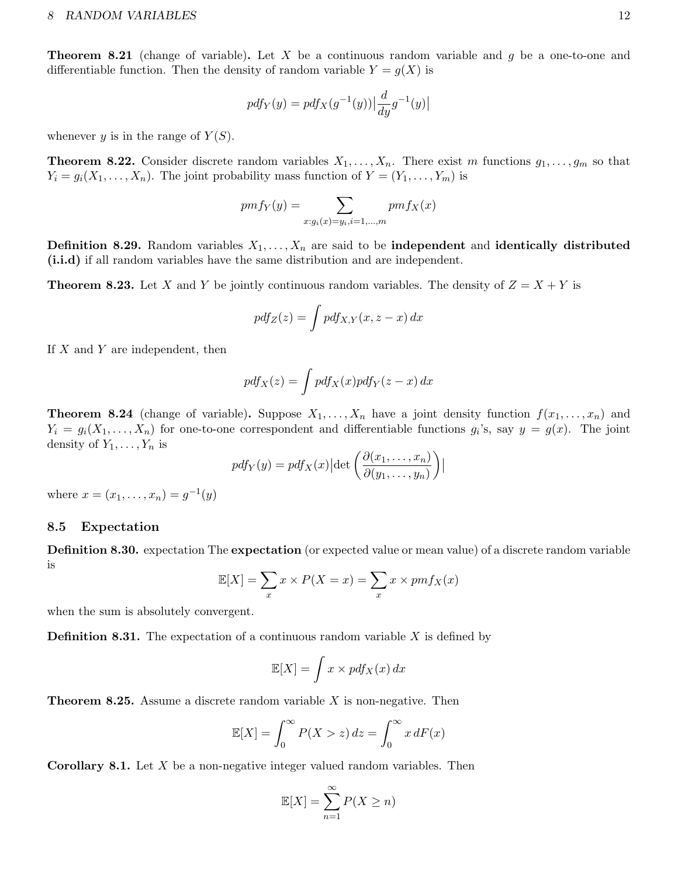**Theorem 8.21** (change of variable)**.** Let $X$ be a continuous random variable and $g$ be a one-to-one and differentiable function. Then the density of random variable $Y = g(X)$ is

$$pdf_Y(y) = pdf_X(g^{-1}(y))\Big|\frac{d}{dy}g^{-1}(y)\Big|$$

whenever $y$ is in the range of $Y(S)$.

**Theorem 8.22.** Consider discrete random variables $X_1, \ldots, X_n$. There exist $m$ functions $g_1, \ldots, g_m$ so that $Y_i = g_i(X_1, \ldots, X_n)$. The joint probability mass function of $Y = (Y_1, \ldots, Y_m)$ is

$$pmf_Y(y) = \sum_{x: g_i(x) = y_i, i=1,\ldots,m} pmf_X(x)$$

**Definition 8.29.** Random variables $X_1, \ldots, X_n$ are said to be **independent** and **identically distributed (i.i.d)** if all random variables have the same distribution and are independent.

**Theorem 8.23.** Let $X$ and $Y$ be jointly continuous random variables. The density of $Z = X + Y$ is

$$pdf_Z(z) = \int pdf_{X,Y}(x, z - x)\, dx$$

If $X$ and $Y$ are independent, then

$$pdf_X(z) = \int pdf_X(x) pdf_Y(z - x)\, dx$$

**Theorem 8.24** (change of variable)**.** Suppose $X_1, \ldots, X_n$ have a joint density function $f(x_1, \ldots, x_n)$ and $Y_i = g_i(X_1, \ldots, X_n)$ for one-to-one correspondent and differentiable functions $g_i$'s, say $y = g(x)$. The joint density of $Y_1, \ldots, Y_n$ is

$$pdf_Y(y) = pdf_X(x)\Big|\det\left(\frac{\partial(x_1, \ldots, x_n)}{\partial(y_1, \ldots, y_n)}\right)\Big|$$

where $x = (x_1, \ldots, x_n) = g^{-1}(y)$

## 8.5 Expectation

**Definition 8.30.** expectation The **expectation** (or expected value or mean value) of a discrete random variable is

$$\mathbb{E}[X] = \sum_x x \times P(X = x) = \sum_x x \times pmf_X(x)$$

when the sum is absolutely convergent.

**Definition 8.31.** The expectation of a continuous random variable $X$ is defined by

$$\mathbb{E}[X] = \int x \times pdf_X(x)\, dx$$

**Theorem 8.25.** Assume a discrete random variable $X$ is non-negative. Then

$$\mathbb{E}[X] = \int_0^\infty P(X > z)\, dz = \int_0^\infty x\, dF(x)$$

**Corollary 8.1.** Let $X$ be a non-negative integer valued random variables. Then

$$\mathbb{E}[X] = \sum_{n=1}^\infty P(X \geq n)$$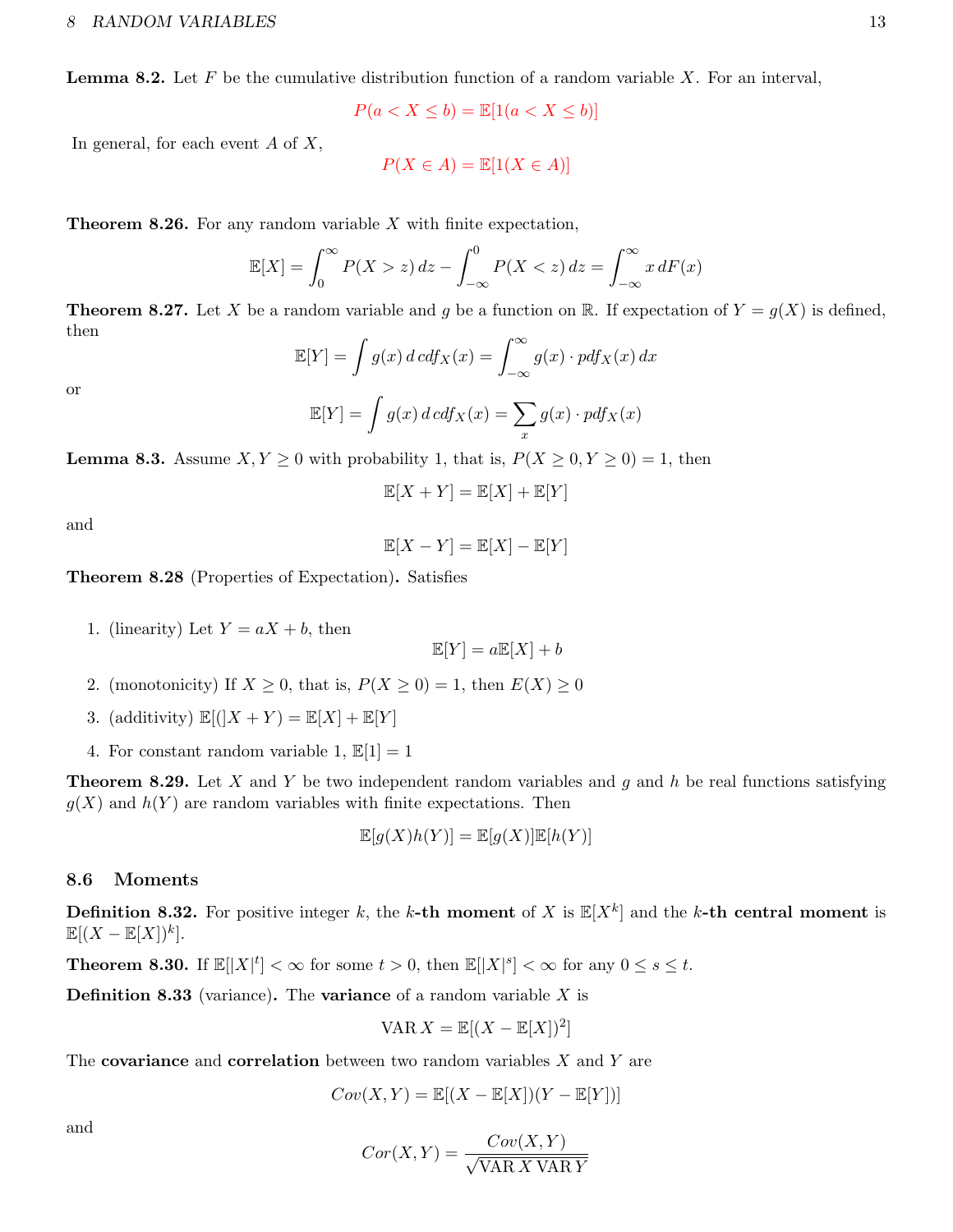**Lemma 8.2.** Let $F$ be the cumulative distribution function of a random variable $X$. For an interval,

$$P(a < X \leq b) = \mathbb{E}[1(a < X \leq b)]$$

In general, for each event $A$ of $X$,

$$P(X \in A) = \mathbb{E}[1(X \in A)]$$

**Theorem 8.26.** For any random variable $X$ with finite expectation,

$$\mathbb{E}[X] = \int_0^\infty P(X > z)\, dz - \int_{-\infty}^0 P(X < z)\, dz = \int_{-\infty}^\infty x\, dF(x)$$

**Theorem 8.27.** Let $X$ be a random variable and $g$ be a function on $\mathbb{R}$. If expectation of $Y = g(X)$ is defined, then

$$\mathbb{E}[Y] = \int g(x)\, d\, cdf_X(x) = \int_{-\infty}^\infty g(x) \cdot pdf_X(x)\, dx$$

or

$$\mathbb{E}[Y] = \int g(x)\, d\, cdf_X(x) = \sum_x g(x) \cdot pdf_X(x)$$

**Lemma 8.3.** Assume $X, Y \geq 0$ with probability 1, that is, $P(X \geq 0, Y \geq 0) = 1$, then

$$\mathbb{E}[X + Y] = \mathbb{E}[X] + \mathbb{E}[Y]$$

and

$$\mathbb{E}[X - Y] = \mathbb{E}[X] - \mathbb{E}[Y]$$

**Theorem 8.28** (Properties of Expectation)**.** Satisfies

1. (linearity) Let $Y = aX + b$, then
$$\mathbb{E}[Y] = a\mathbb{E}[X] + b$$
2. (monotonicity) If $X \geq 0$, that is, $P(X \geq 0) = 1$, then $E(X) \geq 0$
3. (additivity) $\mathbb{E}[(]X + Y) = \mathbb{E}[X] + \mathbb{E}[Y]$
4. For constant random variable 1, $\mathbb{E}[1] = 1$

**Theorem 8.29.** Let $X$ and $Y$ be two independent random variables and $g$ and $h$ be real functions satisfying $g(X)$ and $h(Y)$ are random variables with finite expectations. Then

$$\mathbb{E}[g(X)h(Y)] = \mathbb{E}[g(X)]\mathbb{E}[h(Y)]$$

## 8.6 Moments

**Definition 8.32.** For positive integer $k$, the **$k$-th moment** of $X$ is $\mathbb{E}[X^k]$ and the **$k$-th central moment** is $\mathbb{E}[(X - \mathbb{E}[X])^k]$.

**Theorem 8.30.** If $\mathbb{E}[|X|^t] < \infty$ for some $t > 0$, then $\mathbb{E}[|X|^s] < \infty$ for any $0 \leq s \leq t$.

**Definition 8.33** (variance)**.** The **variance** of a random variable $X$ is

$$\text{VAR}\, X = \mathbb{E}[(X - \mathbb{E}[X])^2]$$

The **covariance** and **correlation** between two random variables $X$ and $Y$ are

$$Cov(X, Y) = \mathbb{E}[(X - \mathbb{E}[X])(Y - \mathbb{E}[Y])]$$

and

$$Cor(X, Y) = \frac{Cov(X, Y)}{\sqrt{\text{VAR}\, X\, \text{VAR}\, Y}}$$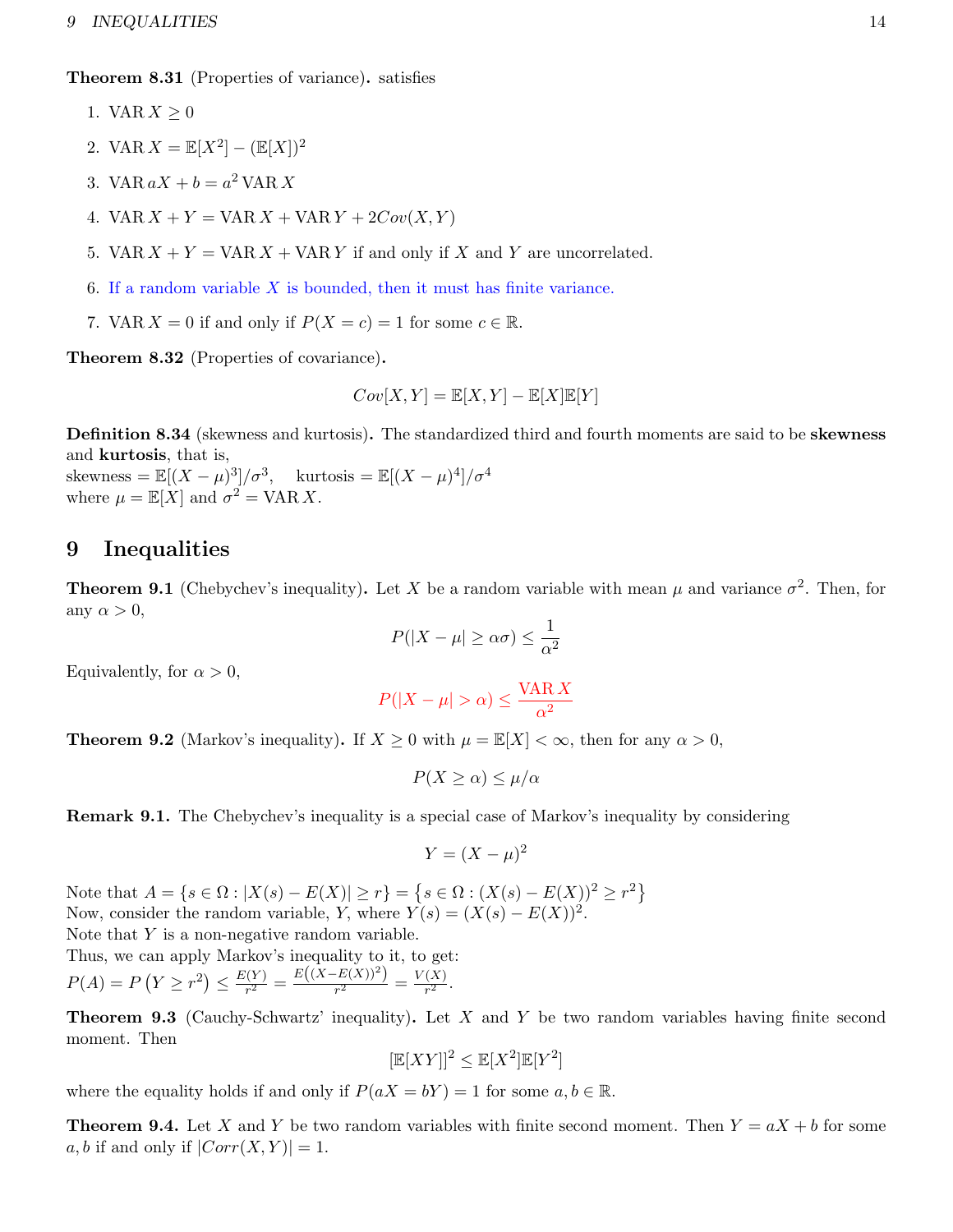**Theorem 8.31** (Properties of variance)**.** satisfies

1. $\text{VAR}\, X \geq 0$
2. $\text{VAR}\, X = \mathbb{E}[X^2] - (\mathbb{E}[X])^2$
3. $\text{VAR}\, aX + b = a^2\, \text{VAR}\, X$
4. $\text{VAR}\, X + Y = \text{VAR}\, X + \text{VAR}\, Y + 2Cov(X, Y)$
5. $\text{VAR}\, X + Y = \text{VAR}\, X + \text{VAR}\, Y$ if and only if $X$ and $Y$ are uncorrelated.
6. If a random variable $X$ is bounded, then it must has finite variance.
7. $\text{VAR}\, X = 0$ if and only if $P(X = c) = 1$ for some $c \in \mathbb{R}$.

**Theorem 8.32** (Properties of covariance)**.**

$$Cov[X, Y] = \mathbb{E}[X, Y] - \mathbb{E}[X]\mathbb{E}[Y]$$

**Definition 8.34** (skewness and kurtosis)**.** The standardized third and fourth moments are said to be **skewness** and **kurtosis**, that is,
skewness $= \mathbb{E}[(X - \mu)^3]/\sigma^3$, kurtosis $= \mathbb{E}[(X - \mu)^4]/\sigma^4$
where $\mu = \mathbb{E}[X]$ and $\sigma^2 = \text{VAR}\, X$.

# 9 Inequalities

**Theorem 9.1** (Chebychev's inequality)**.** Let $X$ be a random variable with mean $\mu$ and variance $\sigma^2$. Then, for any $\alpha > 0$,

$$P(|X - \mu| \geq \alpha\sigma) \leq \frac{1}{\alpha^2}$$

Equivalently, for $\alpha > 0$,

$$P(|X - \mu| > \alpha) \leq \frac{\text{VAR}\, X}{\alpha^2}$$

**Theorem 9.2** (Markov's inequality)**.** If $X \geq 0$ with $\mu = \mathbb{E}[X] < \infty$, then for any $\alpha > 0$,

$$P(X \geq \alpha) \leq \mu/\alpha$$

**Remark 9.1.** The Chebychev's inequality is a special case of Markov's inequality by considering

$$Y = (X - \mu)^2$$

Note that $A = \{s \in \Omega : |X(s) - E(X)| \geq r\} = \left\{s \in \Omega : (X(s) - E(X))^2 \geq r^2\right\}$
Now, consider the random variable, $Y$, where $Y(s) = (X(s) - E(X))^2$.
Note that $Y$ is a non-negative random variable.
Thus, we can apply Markov's inequality to it, to get:
$P(A) = P\left(Y \geq r^2\right) \leq \frac{E(Y)}{r^2} = \frac{E\left((X - E(X))^2\right)}{r^2} = \frac{V(X)}{r^2}$.

**Theorem 9.3** (Cauchy-Schwartz' inequality)**.** Let $X$ and $Y$ be two random variables having finite second moment. Then

$$[\mathbb{E}[XY]]^2 \leq \mathbb{E}[X^2]\mathbb{E}[Y^2]$$

where the equality holds if and only if $P(aX = bY) = 1$ for some $a, b \in \mathbb{R}$.

**Theorem 9.4.** Let $X$ and $Y$ be two random variables with finite second moment. Then $Y = aX + b$ for some $a, b$ if and only if $|Corr(X, Y)| = 1$.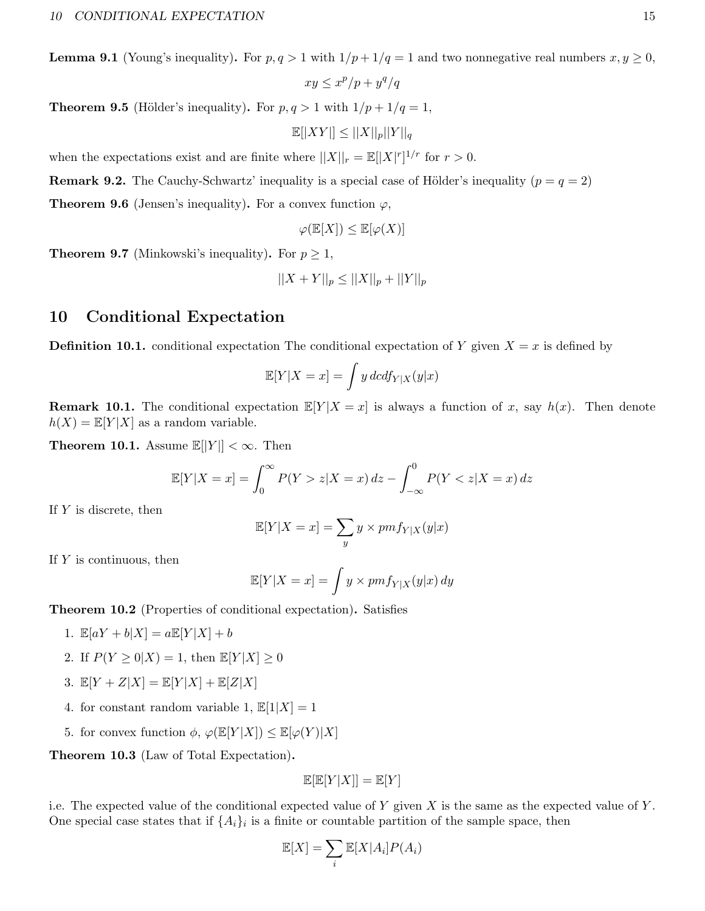**Lemma 9.1** (Young's inequality)**.** For $p, q > 1$ with $1/p + 1/q = 1$ and two nonnegative real numbers $x, y \geq 0$,

$$xy \leq x^p/p + y^q/q$$

**Theorem 9.5** (Hölder's inequality)**.** For $p, q > 1$ with $1/p + 1/q = 1$,

$$\mathbb{E}[|XY|] \leq ||X||_p ||Y||_q$$

when the expectations exist and are finite where $||X||_r = \mathbb{E}[|X|^r]^{1/r}$ for $r > 0$.

**Remark 9.2.** The Cauchy-Schwartz' inequality is a special case of Hölder's inequality ($p = q = 2$)

**Theorem 9.6** (Jensen's inequality)**.** For a convex function $\varphi$,

$$\varphi(\mathbb{E}[X]) \leq \mathbb{E}[\varphi(X)]$$

**Theorem 9.7** (Minkowski's inequality)**.** For $p \geq 1$,

$$||X + Y||_p \leq ||X||_p + ||Y||_p$$

## 10 Conditional Expectation

**Definition 10.1.** conditional expectation The conditional expectation of $Y$ given $X = x$ is defined by

$$\mathbb{E}[Y|X = x] = \int y \, dcdf_{Y|X}(y|x)$$

**Remark 10.1.** The conditional expectation $\mathbb{E}[Y|X = x]$ is always a function of $x$, say $h(x)$. Then denote $h(X) = \mathbb{E}[Y|X]$ as a random variable.

**Theorem 10.1.** Assume $\mathbb{E}[|Y|] < \infty$. Then

$$\mathbb{E}[Y|X = x] = \int_0^\infty P(Y > z|X = x)\, dz - \int_{-\infty}^0 P(Y < z|X = x)\, dz$$

If $Y$ is discrete, then

$$\mathbb{E}[Y|X = x] = \sum_y y \times pmf_{Y|X}(y|x)$$

If $Y$ is continuous, then

$$\mathbb{E}[Y|X = x] = \int y \times pmf_{Y|X}(y|x)\, dy$$

**Theorem 10.2** (Properties of conditional expectation)**.** Satisfies

1. $\mathbb{E}[aY + b|X] = a\mathbb{E}[Y|X] + b$
2. If $P(Y \geq 0|X) = 1$, then $\mathbb{E}[Y|X] \geq 0$
3. $\mathbb{E}[Y + Z|X] = \mathbb{E}[Y|X] + \mathbb{E}[Z|X]$
4. for constant random variable 1, $\mathbb{E}[1|X] = 1$
5. for convex function $\phi$, $\varphi(\mathbb{E}[Y|X]) \leq \mathbb{E}[\varphi(Y)|X]$

**Theorem 10.3** (Law of Total Expectation)**.**

$$\mathbb{E}[\mathbb{E}[Y|X]] = \mathbb{E}[Y]$$

i.e. The expected value of the conditional expected value of $Y$ given $X$ is the same as the expected value of $Y$. One special case states that if $\{A_i\}_i$ is a finite or countable partition of the sample space, then

$$\mathbb{E}[X] = \sum_i \mathbb{E}[X|A_i]P(A_i)$$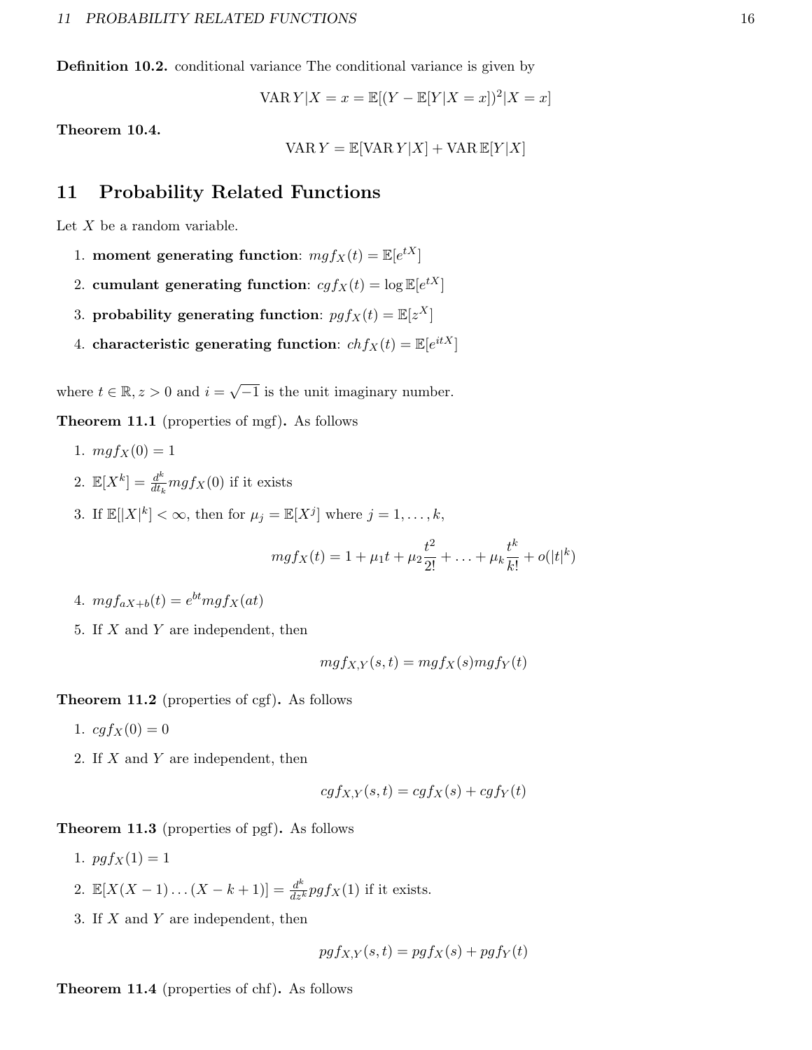**Definition 10.2.** conditional variance The conditional variance is given by

$$\mathrm{VAR}\, Y|X = x = \mathbb{E}[(Y - \mathbb{E}[Y|X = x])^2|X = x]$$

**Theorem 10.4.**

$$\mathrm{VAR}\, Y = \mathbb{E}[\mathrm{VAR}\, Y|X] + \mathrm{VAR}\, \mathbb{E}[Y|X]$$

## 11 Probability Related Functions

Let $X$ be a random variable.

1. **moment generating function**: $mgf_X(t) = \mathbb{E}[e^{tX}]$
2. **cumulant generating function**: $cgf_X(t) = \log \mathbb{E}[e^{tX}]$
3. **probability generating function**: $pgf_X(t) = \mathbb{E}[z^X]$
4. **characteristic generating function**: $chf_X(t) = \mathbb{E}[e^{itX}]$

where $t \in \mathbb{R}, z > 0$ and $i = \sqrt{-1}$ is the unit imaginary number.

**Theorem 11.1** (properties of mgf)**.** As follows

1. $mgf_X(0) = 1$
2. $\mathbb{E}[X^k] = \frac{d^k}{dt_k} mgf_X(0)$ if it exists
3. If $\mathbb{E}[|X|^k] < \infty$, then for $\mu_j = \mathbb{E}[X^j]$ where $j = 1, \ldots, k$,
$$mgf_X(t) = 1 + \mu_1 t + \mu_2 \frac{t^2}{2!} + \ldots + \mu_k \frac{t^k}{k!} + o(|t|^k)$$
4. $mgf_{aX+b}(t) = e^{bt} mgf_X(at)$
5. If $X$ and $Y$ are independent, then
$$mgf_{X,Y}(s,t) = mgf_X(s) mgf_Y(t)$$

**Theorem 11.2** (properties of cgf)**.** As follows

1. $cgf_X(0) = 0$
2. If $X$ and $Y$ are independent, then
$$cgf_{X,Y}(s,t) = cgf_X(s) + cgf_Y(t)$$

**Theorem 11.3** (properties of pgf)**.** As follows

1. $pgf_X(1) = 1$
2. $\mathbb{E}[X(X-1)\ldots(X-k+1)] = \frac{d^k}{dz^k} pgf_X(1)$ if it exists.
3. If $X$ and $Y$ are independent, then
$$pgf_{X,Y}(s,t) = pgf_X(s) + pgf_Y(t)$$

**Theorem 11.4** (properties of chf)**.** As follows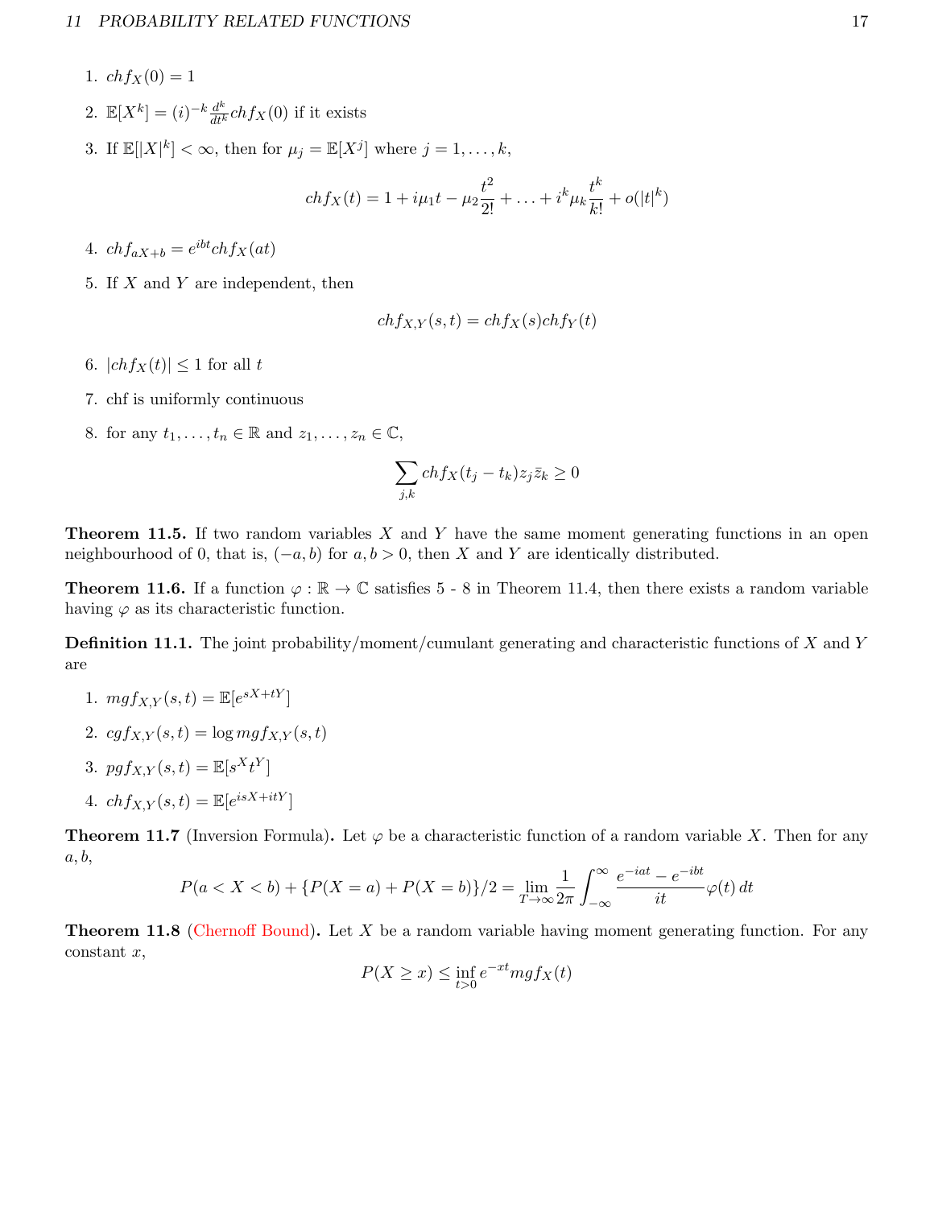1. $chf_X(0) = 1$
2. $\mathbb{E}[X^k] = (i)^{-k} \frac{d^k}{dt^k} chf_X(0)$ if it exists
3. If $\mathbb{E}[|X|^k] < \infty$, then for $\mu_j = \mathbb{E}[X^j]$ where $j = 1, \ldots, k$,

$$chf_X(t) = 1 + i\mu_1 t - \mu_2 \frac{t^2}{2!} + \ldots + i^k \mu_k \frac{t^k}{k!} + o(|t|^k)$$

4. $chf_{aX+b} = e^{ibt} chf_X(at)$
5. If $X$ and $Y$ are independent, then

$$chf_{X,Y}(s,t) = chf_X(s) chf_Y(t)$$

6. $|chf_X(t)| \leq 1$ for all $t$
7. chf is uniformly continuous
8. for any $t_1, \ldots, t_n \in \mathbb{R}$ and $z_1, \ldots, z_n \in \mathbb{C}$,

$$\sum_{j,k} chf_X(t_j - t_k) z_j \bar{z}_k \geq 0$$

**Theorem 11.5.** If two random variables $X$ and $Y$ have the same moment generating functions in an open neighbourhood of 0, that is, $(-a, b)$ for $a, b > 0$, then $X$ and $Y$ are identically distributed.

**Theorem 11.6.** If a function $\varphi : \mathbb{R} \to \mathbb{C}$ satisfies 5 - 8 in Theorem 11.4, then there exists a random variable having $\varphi$ as its characteristic function.

**Definition 11.1.** The joint probability/moment/cumulant generating and characteristic functions of $X$ and $Y$ are

1. $mgf_{X,Y}(s,t) = \mathbb{E}[e^{sX+tY}]$
2. $cgf_{X,Y}(s,t) = \log mgf_{X,Y}(s,t)$
3. $pgf_{X,Y}(s,t) = \mathbb{E}[s^X t^Y]$
4. $chf_{X,Y}(s,t) = \mathbb{E}[e^{isX+itY}]$

**Theorem 11.7** (Inversion Formula)**.** Let $\varphi$ be a characteristic function of a random variable $X$. Then for any $a, b$,

$$P(a < X < b) + \{P(X = a) + P(X = b)\}/2 = \lim_{T \to \infty} \frac{1}{2\pi} \int_{-\infty}^{\infty} \frac{e^{-iat} - e^{-ibt}}{it} \varphi(t) \, dt$$

**Theorem 11.8** (Chernoff Bound)**.** Let $X$ be a random variable having moment generating function. For any constant $x$,

$$P(X \geq x) \leq \inf_{t>0} e^{-xt} mgf_X(t)$$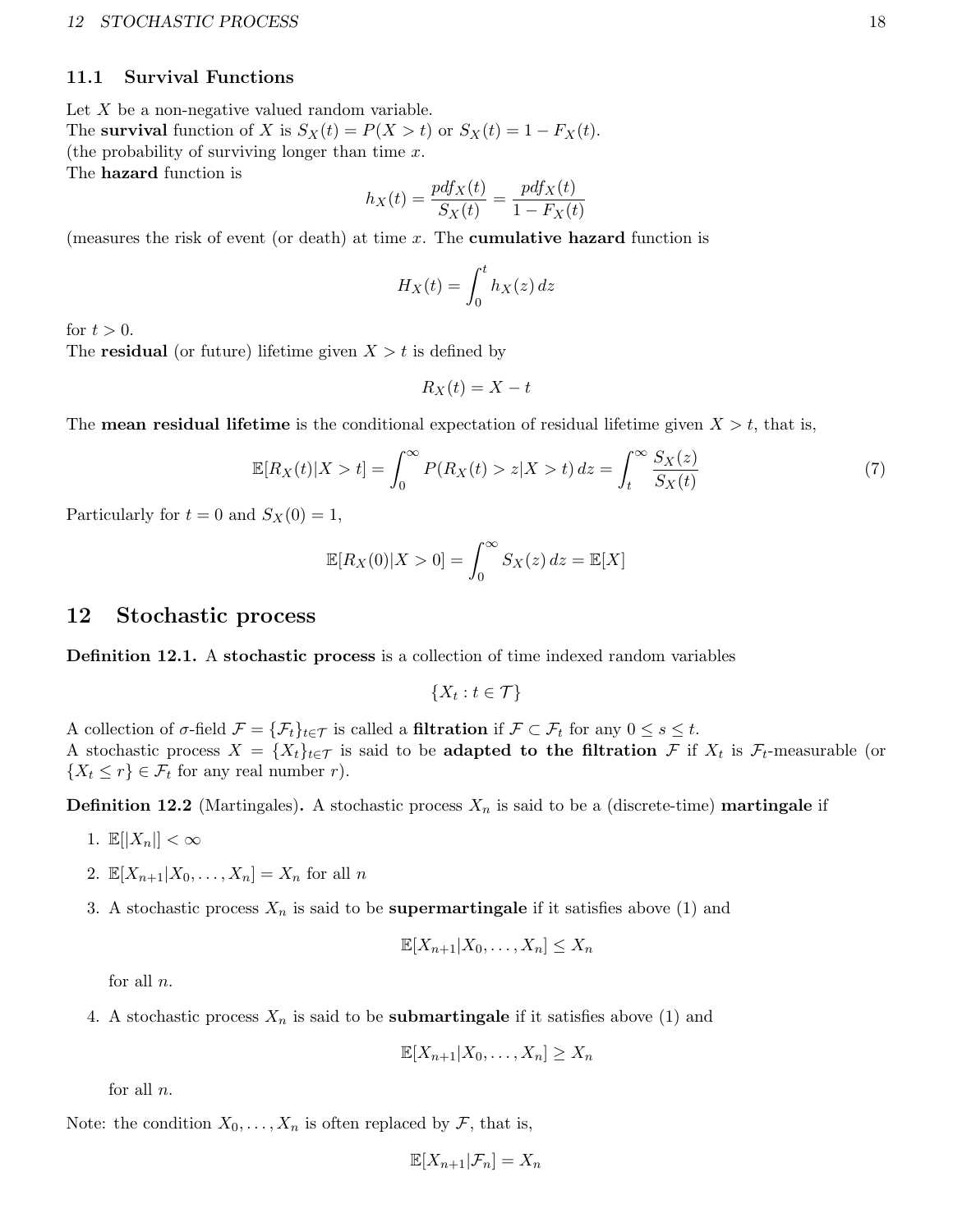### 11.1 Survival Functions

Let $X$ be a non-negative valued random variable.
The **survival** function of $X$ is $S_X(t) = P(X > t)$ or $S_X(t) = 1 - F_X(t)$.
(the probability of surviving longer than time $x$.
The **hazard** function is

$$h_X(t) = \frac{pdf_X(t)}{S_X(t)} = \frac{pdf_X(t)}{1 - F_X(t)}$$

(measures the risk of event (or death) at time $x$. The **cumulative hazard** function is

$$H_X(t) = \int_0^t h_X(z)\,dz$$

for $t > 0$.
The **residual** (or future) lifetime given $X > t$ is defined by

$$R_X(t) = X - t$$

The **mean residual lifetime** is the conditional expectation of residual lifetime given $X > t$, that is,

$$\mathbb{E}[R_X(t)|X > t] = \int_0^\infty P(R_X(t) > z|X > t)\,dz = \int_t^\infty \frac{S_X(z)}{S_X(t)} \tag{7}$$

Particularly for $t = 0$ and $S_X(0) = 1$,

$$\mathbb{E}[R_X(0)|X > 0] = \int_0^\infty S_X(z)\,dz = \mathbb{E}[X]$$

## 12 Stochastic process

**Definition 12.1.** A **stochastic process** is a collection of time indexed random variables

$$\{X_t : t \in \mathcal{T}\}$$

A collection of $\sigma$-field $\mathcal{F} = \{\mathcal{F}_t\}_{t\in\mathcal{T}}$ is called a **filtration** if $\mathcal{F} \subset \mathcal{F}_t$ for any $0 \leq s \leq t$.
A stochastic process $X = \{X_t\}_{t\in\mathcal{T}}$ is said to be **adapted to the filtration** $\mathcal{F}$ if $X_t$ is $\mathcal{F}_t$-measurable (or $\{X_t \leq r\} \in \mathcal{F}_t$ for any real number $r$).

**Definition 12.2** (Martingales)**.** A stochastic process $X_n$ is said to be a (discrete-time) **martingale** if

1. $\mathbb{E}[|X_n|] < \infty$
2. $\mathbb{E}[X_{n+1}|X_0, \ldots, X_n] = X_n$ for all $n$
3. A stochastic process $X_n$ is said to be **supermartingale** if it satisfies above (1) and

$$\mathbb{E}[X_{n+1}|X_0, \ldots, X_n] \leq X_n$$

   for all $n$.

4. A stochastic process $X_n$ is said to be **submartingale** if it satisfies above (1) and

$$\mathbb{E}[X_{n+1}|X_0, \ldots, X_n] \geq X_n$$

   for all $n$.

Note: the condition $X_0, \ldots, X_n$ is often replaced by $\mathcal{F}$, that is,

$$\mathbb{E}[X_{n+1}|\mathcal{F}_n] = X_n$$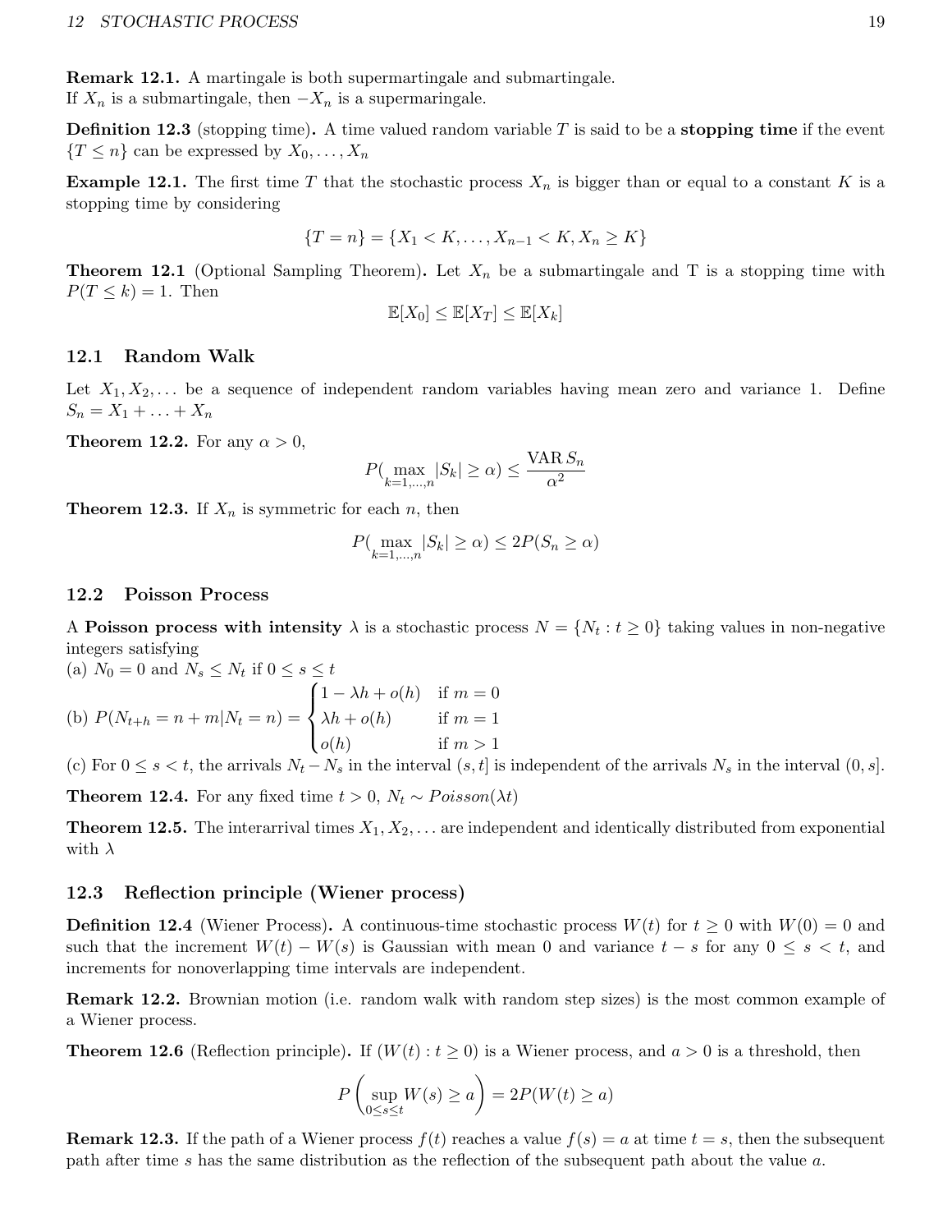**Remark 12.1.** A martingale is both supermartingale and submartingale.
If $X_n$ is a submartingale, then $-X_n$ is a supermaringale.

**Definition 12.3** (stopping time)**.** A time valued random variable $T$ is said to be a **stopping time** if the event $\{T \le n\}$ can be expressed by $X_0, \ldots, X_n$

**Example 12.1.** The first time $T$ that the stochastic process $X_n$ is bigger than or equal to a constant $K$ is a stopping time by considering

$$\{T = n\} = \{X_1 < K, \ldots, X_{n-1} < K, X_n \ge K\}$$

**Theorem 12.1** (Optional Sampling Theorem)**.** Let $X_n$ be a submartingale and T is a stopping time with $P(T \le k) = 1$. Then

$$\mathbb{E}[X_0] \le \mathbb{E}[X_T] \le \mathbb{E}[X_k]$$

## 12.1 Random Walk

Let $X_1, X_2, \ldots$ be a sequence of independent random variables having mean zero and variance 1. Define $S_n = X_1 + \ldots + X_n$

**Theorem 12.2.** For any $\alpha > 0$,

$$P(\max_{k=1,\ldots,n} |S_k| \ge \alpha) \le \frac{\text{VAR}\, S_n}{\alpha^2}$$

**Theorem 12.3.** If $X_n$ is symmetric for each $n$, then

$$P(\max_{k=1,\ldots,n} |S_k| \ge \alpha) \le 2P(S_n \ge \alpha)$$

## 12.2 Poisson Process

A **Poisson process with intensity** $\lambda$ is a stochastic process $N = \{N_t : t \ge 0\}$ taking values in non-negative integers satisfying
(a) $N_0 = 0$ and $N_s \le N_t$ if $0 \le s \le t$
(b) $P(N_{t+h} = n + m | N_t = n) = \begin{cases} 1 - \lambda h + o(h) & \text{if } m = 0 \\ \lambda h + o(h) & \text{if } m = 1 \\ o(h) & \text{if } m > 1 \end{cases}$
(c) For $0 \le s < t$, the arrivals $N_t - N_s$ in the interval $(s, t]$ is independent of the arrivals $N_s$ in the interval $(0, s]$.

**Theorem 12.4.** For any fixed time $t > 0$, $N_t \sim Poisson(\lambda t)$

**Theorem 12.5.** The interarrival times $X_1, X_2, \ldots$ are independent and identically distributed from exponential with $\lambda$

## 12.3 Reflection principle (Wiener process)

**Definition 12.4** (Wiener Process)**.** A continuous-time stochastic process $W(t)$ for $t \ge 0$ with $W(0) = 0$ and such that the increment $W(t) - W(s)$ is Gaussian with mean 0 and variance $t - s$ for any $0 \le s < t$, and increments for nonoverlapping time intervals are independent.

**Remark 12.2.** Brownian motion (i.e. random walk with random step sizes) is the most common example of a Wiener process.

**Theorem 12.6** (Reflection principle)**.** If $(W(t) : t \ge 0)$ is a Wiener process, and $a > 0$ is a threshold, then

$$P\left(\sup_{0 \le s \le t} W(s) \ge a\right) = 2P(W(t) \ge a)$$

**Remark 12.3.** If the path of a Wiener process $f(t)$ reaches a value $f(s) = a$ at time $t = s$, then the subsequent path after time $s$ has the same distribution as the reflection of the subsequent path about the value $a$.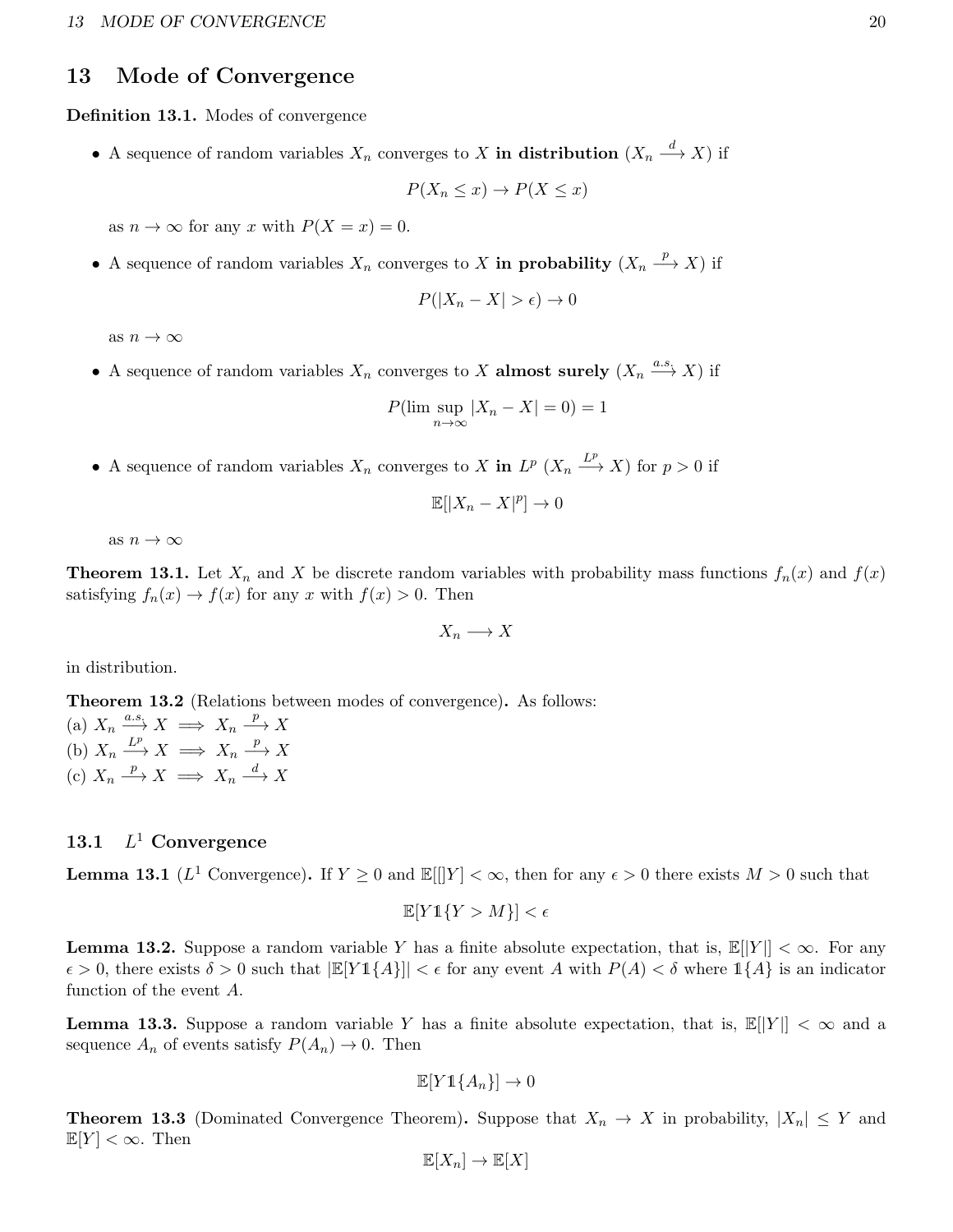# 13 Mode of Convergence

**Definition 13.1.** Modes of convergence

- A sequence of random variables $X_n$ converges to $X$ **in distribution** ($X_n \xrightarrow{d} X$) if

$$P(X_n \leq x) \to P(X \leq x)$$

  as $n \to \infty$ for any $x$ with $P(X = x) = 0$.

- A sequence of random variables $X_n$ converges to $X$ **in probability** ($X_n \xrightarrow{p} X$) if

$$P(|X_n - X| > \epsilon) \to 0$$

  as $n \to \infty$

- A sequence of random variables $X_n$ converges to $X$ **almost surely** ($X_n \xrightarrow{a.s.} X$) if

$$P(\limsup_{n\to\infty} |X_n - X| = 0) = 1$$

- A sequence of random variables $X_n$ converges to $X$ **in** $L^p$ ($X_n \xrightarrow{L^p} X$) for $p > 0$ if

$$\mathbb{E}[|X_n - X|^p] \to 0$$

  as $n \to \infty$

**Theorem 13.1.** Let $X_n$ and $X$ be discrete random variables with probability mass functions $f_n(x)$ and $f(x)$ satisfying $f_n(x) \to f(x)$ for any $x$ with $f(x) > 0$. Then

$$X_n \longrightarrow X$$

in distribution.

**Theorem 13.2** (Relations between modes of convergence)**.** As follows:
(a) $X_n \xrightarrow{a.s.} X \implies X_n \xrightarrow{p} X$
(b) $X_n \xrightarrow{L^p} X \implies X_n \xrightarrow{p} X$
(c) $X_n \xrightarrow{p} X \implies X_n \xrightarrow{d} X$

## 13.1 $L^1$ Convergence

**Lemma 13.1** ($L^1$ Convergence)**.** If $Y \geq 0$ and $\mathbb{E}[|Y] < \infty$, then for any $\epsilon > 0$ there exists $M > 0$ such that

$$\mathbb{E}[Y \mathbb{1}\{Y > M\}] < \epsilon$$

**Lemma 13.2.** Suppose a random variable $Y$ has a finite absolute expectation, that is, $\mathbb{E}[|Y|] < \infty$. For any $\epsilon > 0$, there exists $\delta > 0$ such that $|\mathbb{E}[Y \mathbb{1}\{A\}]| < \epsilon$ for any event $A$ with $P(A) < \delta$ where $\mathbb{1}\{A\}$ is an indicator function of the event $A$.

**Lemma 13.3.** Suppose a random variable $Y$ has a finite absolute expectation, that is, $\mathbb{E}[|Y|] < \infty$ and a sequence $A_n$ of events satisfy $P(A_n) \to 0$. Then

$$\mathbb{E}[Y \mathbb{1}\{A_n\}] \to 0$$

**Theorem 13.3** (Dominated Convergence Theorem)**.** Suppose that $X_n \to X$ in probability, $|X_n| \leq Y$ and $\mathbb{E}[Y] < \infty$. Then

$$\mathbb{E}[X_n] \to \mathbb{E}[X]$$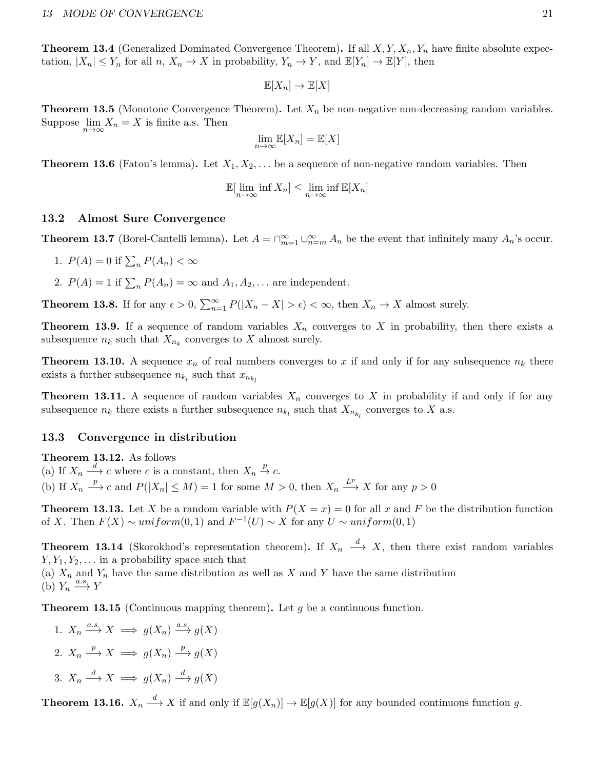**Theorem 13.4** (Generalized Dominated Convergence Theorem)**.** If all $X, Y, X_n, Y_n$ have finite absolute expectation, $|X_n| \leq Y_n$ for all $n$, $X_n \to X$ in probability, $Y_n \to Y$, and $\mathbb{E}[Y_n] \to \mathbb{E}[Y]$, then

$$\mathbb{E}[X_n] \to \mathbb{E}[X]$$

**Theorem 13.5** (Monotone Convergence Theorem)**.** Let $X_n$ be non-negative non-decreasing random variables. Suppose $\lim_{n\to\infty} X_n = X$ is finite a.s. Then

$$\lim_{n\to\infty} \mathbb{E}[X_n] = \mathbb{E}[X]$$

**Theorem 13.6** (Fatou's lemma)**.** Let $X_1, X_2, \ldots$ be a sequence of non-negative random variables. Then

$$\mathbb{E}[\liminf_{n\to\infty} X_n] \leq \liminf_{n\to\infty} \mathbb{E}[X_n]$$

## 13.2 Almost Sure Convergence

**Theorem 13.7** (Borel-Cantelli lemma)**.** Let $A = \cap_{m=1}^{\infty} \cup_{n=m}^{\infty} A_n$ be the event that infinitely many $A_n$'s occur.

1. $P(A) = 0$ if $\sum_n P(A_n) < \infty$
2. $P(A) = 1$ if $\sum_n P(A_n) = \infty$ and $A_1, A_2, \ldots$ are independent.

**Theorem 13.8.** If for any $\epsilon > 0$, $\sum_{n=1}^{\infty} P(|X_n - X| > \epsilon) < \infty$, then $X_n \to X$ almost surely.

**Theorem 13.9.** If a sequence of random variables $X_n$ converges to $X$ in probability, then there exists a subsequence $n_k$ such that $X_{n_k}$ converges to $X$ almost surely.

**Theorem 13.10.** A sequence $x_n$ of real numbers converges to $x$ if and only if for any subsequence $n_k$ there exists a further subsequence $n_{k_l}$ such that $x_{n_{k_l}}$

**Theorem 13.11.** A sequence of random variables $X_n$ converges to $X$ in probability if and only if for any subsequence $n_k$ there exists a further subsequence $n_{k_l}$ such that $X_{n_{k_l}}$ converges to $X$ a.s.

## 13.3 Convergence in distribution

**Theorem 13.12.** As follows
(a) If $X_n \xrightarrow{d} c$ where $c$ is a constant, then $X_n \xrightarrow{p} c$.
(b) If $X_n \xrightarrow{p} c$ and $P(|X_n| \leq M) = 1$ for some $M > 0$, then $X_n \xrightarrow{L^p} X$ for any $p > 0$

**Theorem 13.13.** Let $X$ be a random variable with $P(X = x) = 0$ for all $x$ and $F$ be the distribution function of $X$. Then $F(X) \sim uniform(0, 1)$ and $F^{-1}(U) \sim X$ for any $U \sim uniform(0, 1)$

**Theorem 13.14** (Skorokhod's representation theorem)**.** If $X_n \xrightarrow{d} X$, then there exist random variables $Y, Y_1, Y_2, \ldots$ in a probability space such that
(a) $X_n$ and $Y_n$ have the same distribution as well as $X$ and $Y$ have the same distribution
(b) $Y_n \xrightarrow{a.s.} Y$

**Theorem 13.15** (Continuous mapping theorem)**.** Let $g$ be a continuous function.

1. $X_n \xrightarrow{a.s.} X \implies g(X_n) \xrightarrow{a.s.} g(X)$
2. $X_n \xrightarrow{p} X \implies g(X_n) \xrightarrow{p} g(X)$
3. $X_n \xrightarrow{d} X \implies g(X_n) \xrightarrow{d} g(X)$

**Theorem 13.16.** $X_n \xrightarrow{d} X$ if and only if $\mathbb{E}[g(X_n)] \to \mathbb{E}[g(X)]$ for any bounded continuous function $g$.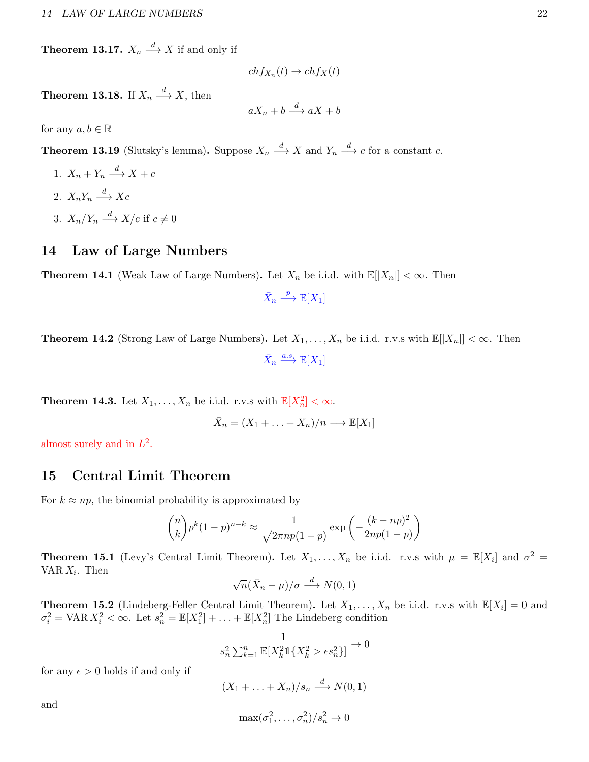**Theorem 13.17.** $X_n \xrightarrow{d} X$ if and only if

$$chf_{X_n}(t) \to chf_X(t)$$

**Theorem 13.18.** If $X_n \xrightarrow{d} X$, then

$$aX_n + b \xrightarrow{d} aX + b$$

for any $a, b \in \mathbb{R}$

**Theorem 13.19** (Slutsky's lemma)**.** Suppose $X_n \xrightarrow{d} X$ and $Y_n \xrightarrow{d} c$ for a constant $c$.

1. $X_n + Y_n \xrightarrow{d} X + c$
2. $X_n Y_n \xrightarrow{d} Xc$
3. $X_n / Y_n \xrightarrow{d} X/c$ if $c \neq 0$

# 14 Law of Large Numbers

**Theorem 14.1** (Weak Law of Large Numbers)**.** Let $X_n$ be i.i.d. with $\mathbb{E}[|X_n|] < \infty$. Then

$$\bar{X}_n \xrightarrow{p} \mathbb{E}[X_1]$$

**Theorem 14.2** (Strong Law of Large Numbers)**.** Let $X_1, \ldots, X_n$ be i.i.d. r.v.s with $\mathbb{E}[|X_n|] < \infty$. Then

$$\bar{X}_n \xrightarrow{a.s} \mathbb{E}[X_1]$$

**Theorem 14.3.** Let $X_1, \ldots, X_n$ be i.i.d. r.v.s with $\mathbb{E}[X_n^2] < \infty$.

$$\bar{X}_n = (X_1 + \ldots + X_n)/n \longrightarrow \mathbb{E}[X_1]$$

almost surely and in $L^2$.

# 15 Central Limit Theorem

For $k \approx np$, the binomial probability is approximated by

$$\binom{n}{k} p^k (1-p)^{n-k} \approx \frac{1}{\sqrt{2\pi np(1-p)}} \exp\left(-\frac{(k-np)^2}{2np(1-p)}\right)$$

**Theorem 15.1** (Levy's Central Limit Theorem)**.** Let $X_1, \ldots, X_n$ be i.i.d. r.v.s with $\mu = \mathbb{E}[X_i]$ and $\sigma^2 = \mathrm{VAR}\, X_i$. Then

$$\sqrt{n}(\bar{X}_n - \mu)/\sigma \xrightarrow{d} N(0,1)$$

**Theorem 15.2** (Lindeberg-Feller Central Limit Theorem)**.** Let $X_1, \ldots, X_n$ be i.i.d. r.v.s with $\mathbb{E}[X_i] = 0$ and $\sigma_i^2 = \mathrm{VAR}\, X_i^2 < \infty$. Let $s_n^2 = \mathbb{E}[X_1^2] + \ldots + \mathbb{E}[X_n^2]$ The Lindeberg condition

$$\frac{1}{s_n^2 \sum_{k=1}^n \mathbb{E}[X_k^2 \mathbb{1}\{X_k^2 > \epsilon s_n^2\}]} \to 0$$

for any $\epsilon > 0$ holds if and only if

$$(X_1 + \ldots + X_n)/s_n \xrightarrow{d} N(0,1)$$

and

$$\max(\sigma_1^2, \ldots, \sigma_n^2)/s_n^2 \to 0$$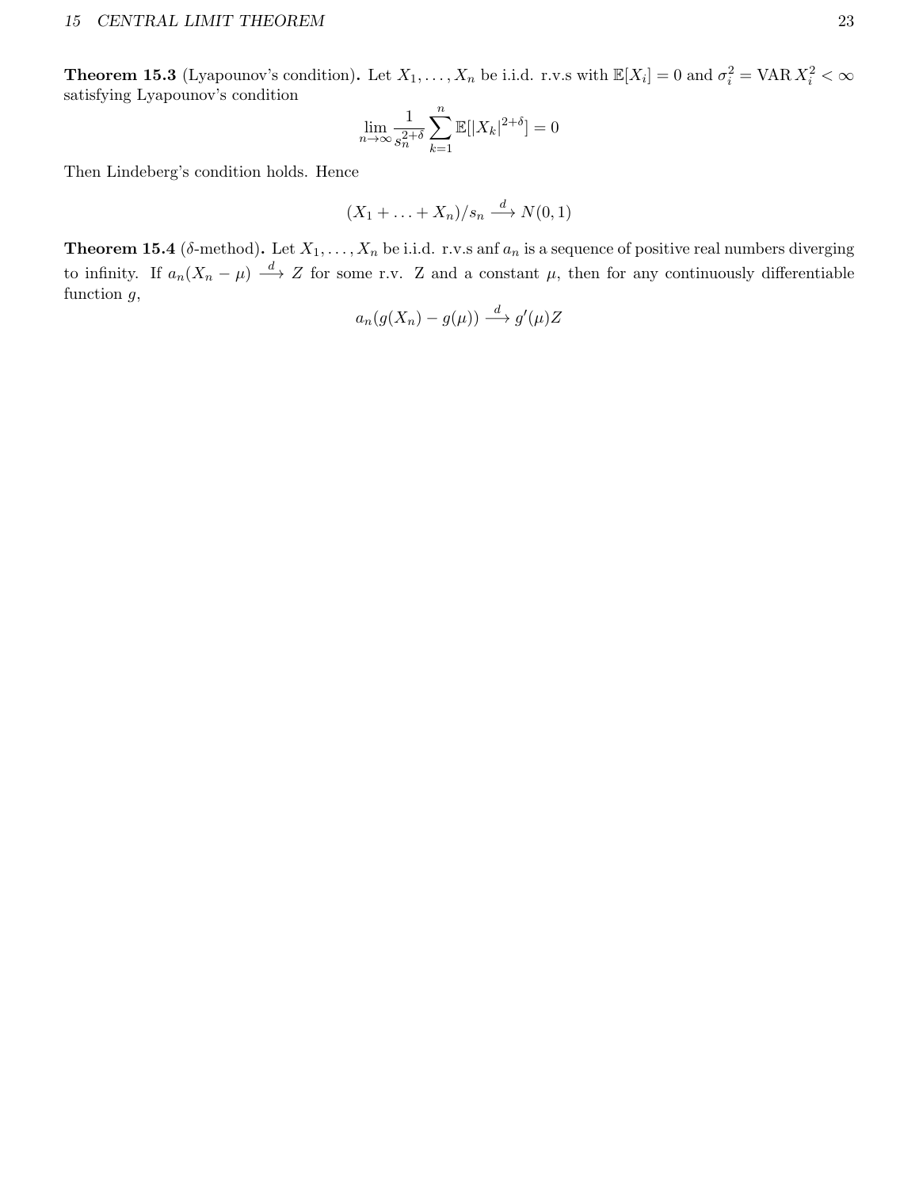**Theorem 15.3** (Lyapounov's condition)**.** Let $X_1, \ldots, X_n$ be i.i.d. r.v.s with $\mathbb{E}[X_i] = 0$ and $\sigma_i^2 = \text{VAR}\, X_i^2 < \infty$ satisfying Lyapounov's condition

$$\lim_{n \to \infty} \frac{1}{s_n^{2+\delta}} \sum_{k=1}^{n} \mathbb{E}[|X_k|^{2+\delta}] = 0$$

Then Lindeberg's condition holds. Hence

$$(X_1 + \ldots + X_n)/s_n \xrightarrow{d} N(0,1)$$

**Theorem 15.4** ($\delta$-method)**.** Let $X_1, \ldots, X_n$ be i.i.d. r.v.s anf $a_n$ is a sequence of positive real numbers diverging to infinity. If $a_n(X_n - \mu) \xrightarrow{d} Z$ for some r.v. Z and a constant $\mu$, then for any continuously differentiable function $g$,

$$a_n(g(X_n) - g(\mu)) \xrightarrow{d} g'(\mu)Z$$